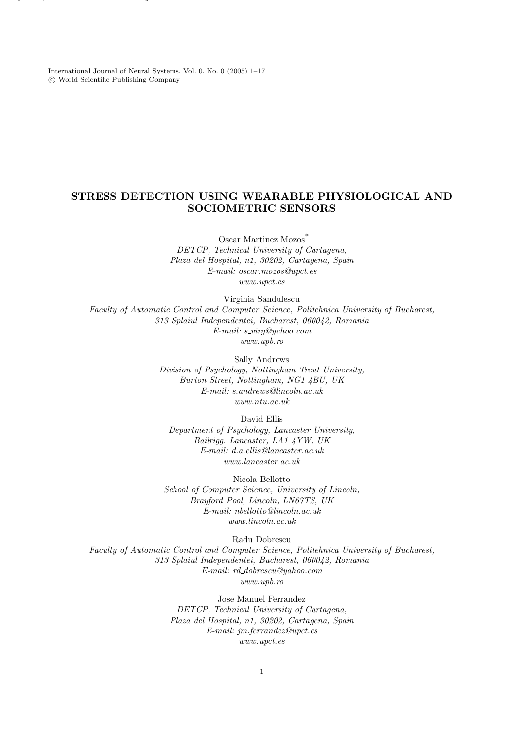# STRESS DETECTION USING WEARABLE PHYSIOLOGICAL AND SOCIOMETRIC SENSORS

Oscar Martinez Mozos*
*DETCP, Technical University of Cartagena,*
*Plaza del Hospital, n1, 30202, Cartagena, Spain*
*E-mail: oscar.mozos@upct.es*
*www.upct.es*

Virginia Sandulescu
*Faculty of Automatic Control and Computer Science, Politehnica University of Bucharest,*
*313 Splaiul Independentei, Bucharest, 060042, Romania*
*E-mail: s_virg@yahoo.com*
*www.upb.ro*

Sally Andrews
*Division of Psychology, Nottingham Trent University,*
*Burton Street, Nottingham, NG1 4BU, UK*
*E-mail: s.andrews@lincoln.ac.uk*
*www.ntu.ac.uk*

David Ellis
*Department of Psychology, Lancaster University,*
*Bailrigg, Lancaster, LA1 4YW, UK*
*E-mail: d.a.ellis@lancaster.ac.uk*
*www.lancaster.ac.uk*

Nicola Bellotto
*School of Computer Science, University of Lincoln,*
*Brayford Pool, Lincoln, LN67TS, UK*
*E-mail: nbellotto@lincoln.ac.uk*
*www.lincoln.ac.uk*

Radu Dobrescu
*Faculty of Automatic Control and Computer Science, Politehnica University of Bucharest,*
*313 Splaiul Independentei, Bucharest, 060042, Romania*
*E-mail: rd_dobrescu@yahoo.com*
*www.upb.ro*

Jose Manuel Ferrandez
*DETCP, Technical University of Cartagena,*
*Plaza del Hospital, n1, 30202, Cartagena, Spain*
*E-mail: jm.ferrandez@upct.es*
*www.upct.es*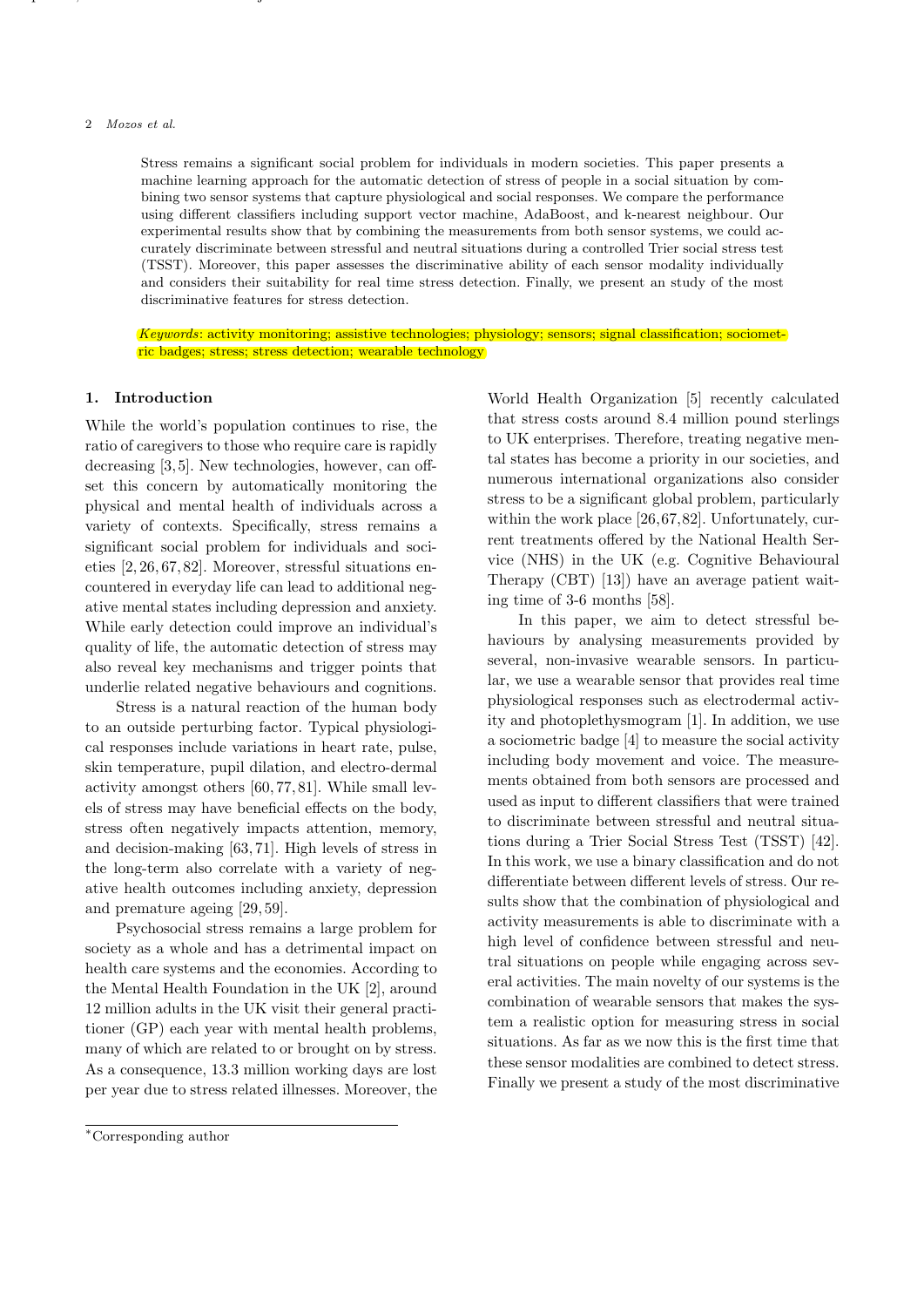Stress remains a significant social problem for individuals in modern societies. This paper presents a machine learning approach for the automatic detection of stress of people in a social situation by combining two sensor systems that capture physiological and social responses. We compare the performance using different classifiers including support vector machine, AdaBoost, and k-nearest neighbour. Our experimental results show that by combining the measurements from both sensor systems, we could accurately discriminate between stressful and neutral situations during a controlled Trier social stress test (TSST). Moreover, this paper assesses the discriminative ability of each sensor modality individually and considers their suitability for real time stress detection. Finally, we present an study of the most discriminative features for stress detection.

*Keywords*: activity monitoring; assistive technologies; physiology; sensors; signal classification; sociometric badges; stress; stress detection; wearable technology

## 1. Introduction

While the world's population continues to rise, the ratio of caregivers to those who require care is rapidly decreasing [3, 5]. New technologies, however, can offset this concern by automatically monitoring the physical and mental health of individuals across a variety of contexts. Specifically, stress remains a significant social problem for individuals and societies [2, 26, 67, 82]. Moreover, stressful situations encountered in everyday life can lead to additional negative mental states including depression and anxiety. While early detection could improve an individual's quality of life, the automatic detection of stress may also reveal key mechanisms and trigger points that underlie related negative behaviours and cognitions.

Stress is a natural reaction of the human body to an outside perturbing factor. Typical physiological responses include variations in heart rate, pulse, skin temperature, pupil dilation, and electro-dermal activity amongst others [60, 77, 81]. While small levels of stress may have beneficial effects on the body, stress often negatively impacts attention, memory, and decision-making [63, 71]. High levels of stress in the long-term also correlate with a variety of negative health outcomes including anxiety, depression and premature ageing [29, 59].

Psychosocial stress remains a large problem for society as a whole and has a detrimental impact on health care systems and the economies. According to the Mental Health Foundation in the UK [2], around 12 million adults in the UK visit their general practitioner (GP) each year with mental health problems, many of which are related to or brought on by stress. As a consequence, 13.3 million working days are lost per year due to stress related illnesses. Moreover, the World Health Organization [5] recently calculated that stress costs around 8.4 million pound sterlings to UK enterprises. Therefore, treating negative mental states has become a priority in our societies, and numerous international organizations also consider stress to be a significant global problem, particularly within the work place [26,67,82]. Unfortunately, current treatments offered by the National Health Service (NHS) in the UK (e.g. Cognitive Behavioural Therapy (CBT) [13]) have an average patient waiting time of 3-6 months [58].

In this paper, we aim to detect stressful behaviours by analysing measurements provided by several, non-invasive wearable sensors. In particular, we use a wearable sensor that provides real time physiological responses such as electrodermal activity and photoplethysmogram [1]. In addition, we use a sociometric badge [4] to measure the social activity including body movement and voice. The measurements obtained from both sensors are processed and used as input to different classifiers that were trained to discriminate between stressful and neutral situations during a Trier Social Stress Test (TSST) [42]. In this work, we use a binary classification and do not differentiate between different levels of stress. Our results show that the combination of physiological and activity measurements is able to discriminate with a high level of confidence between stressful and neutral situations on people while engaging across several activities. The main novelty of our systems is the combination of wearable sensors that makes the system a realistic option for measuring stress in social situations. As far as we now this is the first time that these sensor modalities are combined to detect stress. Finally we present a study of the most discriminative

*Corresponding author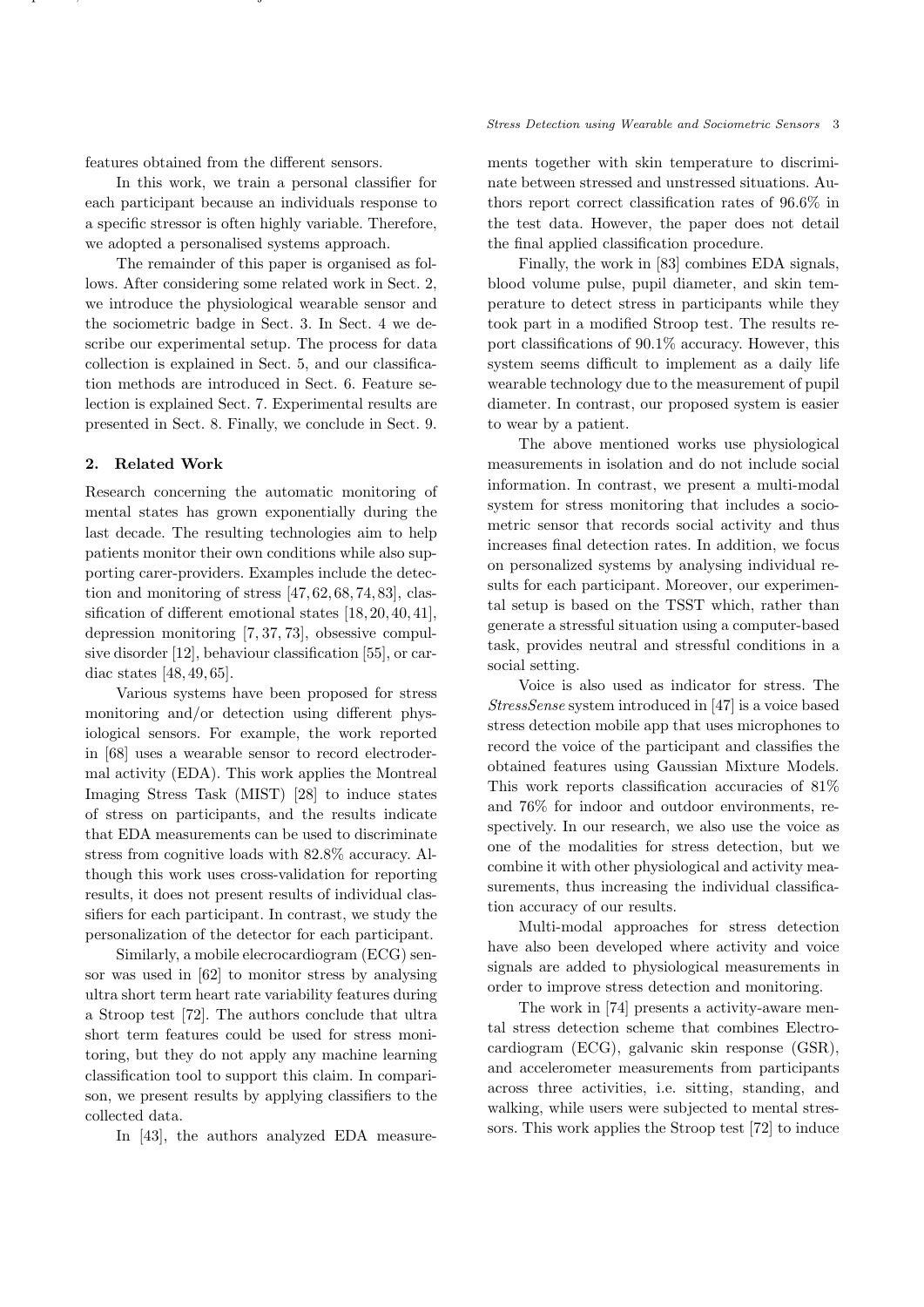features obtained from the different sensors.

In this work, we train a personal classifier for each participant because an individuals response to a specific stressor is often highly variable. Therefore, we adopted a personalised systems approach.

The remainder of this paper is organised as follows. After considering some related work in Sect. 2, we introduce the physiological wearable sensor and the sociometric badge in Sect. 3. In Sect. 4 we describe our experimental setup. The process for data collection is explained in Sect. 5, and our classification methods are introduced in Sect. 6. Feature selection is explained Sect. 7. Experimental results are presented in Sect. 8. Finally, we conclude in Sect. 9.

## 2. Related Work

Research concerning the automatic monitoring of mental states has grown exponentially during the last decade. The resulting technologies aim to help patients monitor their own conditions while also supporting carer-providers. Examples include the detection and monitoring of stress [47, 62, 68, 74, 83], classification of different emotional states [18, 20, 40, 41], depression monitoring [7, 37, 73], obsessive compulsive disorder [12], behaviour classification [55], or cardiac states [48, 49, 65].

Various systems have been proposed for stress monitoring and/or detection using different physiological sensors. For example, the work reported in [68] uses a wearable sensor to record electrodermal activity (EDA). This work applies the Montreal Imaging Stress Task (MIST) [28] to induce states of stress on participants, and the results indicate that EDA measurements can be used to discriminate stress from cognitive loads with 82.8% accuracy. Although this work uses cross-validation for reporting results, it does not present results of individual classifiers for each participant. In contrast, we study the personalization of the detector for each participant.

Similarly, a mobile elecrocardiogram (ECG) sensor was used in [62] to monitor stress by analysing ultra short term heart rate variability features during a Stroop test [72]. The authors conclude that ultra short term features could be used for stress monitoring, but they do not apply any machine learning classification tool to support this claim. In comparison, we present results by applying classifiers to the collected data.

In [43], the authors analyzed EDA measurements together with skin temperature to discriminate between stressed and unstressed situations. Authors report correct classification rates of 96.6% in the test data. However, the paper does not detail the final applied classification procedure.

Finally, the work in [83] combines EDA signals, blood volume pulse, pupil diameter, and skin temperature to detect stress in participants while they took part in a modified Stroop test. The results report classifications of 90.1% accuracy. However, this system seems difficult to implement as a daily life wearable technology due to the measurement of pupil diameter. In contrast, our proposed system is easier to wear by a patient.

The above mentioned works use physiological measurements in isolation and do not include social information. In contrast, we present a multi-modal system for stress monitoring that includes a sociometric sensor that records social activity and thus increases final detection rates. In addition, we focus on personalized systems by analysing individual results for each participant. Moreover, our experimental setup is based on the TSST which, rather than generate a stressful situation using a computer-based task, provides neutral and stressful conditions in a social setting.

Voice is also used as indicator for stress. The *StressSense* system introduced in [47] is a voice based stress detection mobile app that uses microphones to record the voice of the participant and classifies the obtained features using Gaussian Mixture Models. This work reports classification accuracies of 81% and 76% for indoor and outdoor environments, respectively. In our research, we also use the voice as one of the modalities for stress detection, but we combine it with other physiological and activity measurements, thus increasing the individual classification accuracy of our results.

Multi-modal approaches for stress detection have also been developed where activity and voice signals are added to physiological measurements in order to improve stress detection and monitoring.

The work in [74] presents a activity-aware mental stress detection scheme that combines Electrocardiogram (ECG), galvanic skin response (GSR), and accelerometer measurements from participants across three activities, i.e. sitting, standing, and walking, while users were subjected to mental stressors. This work applies the Stroop test [72] to induce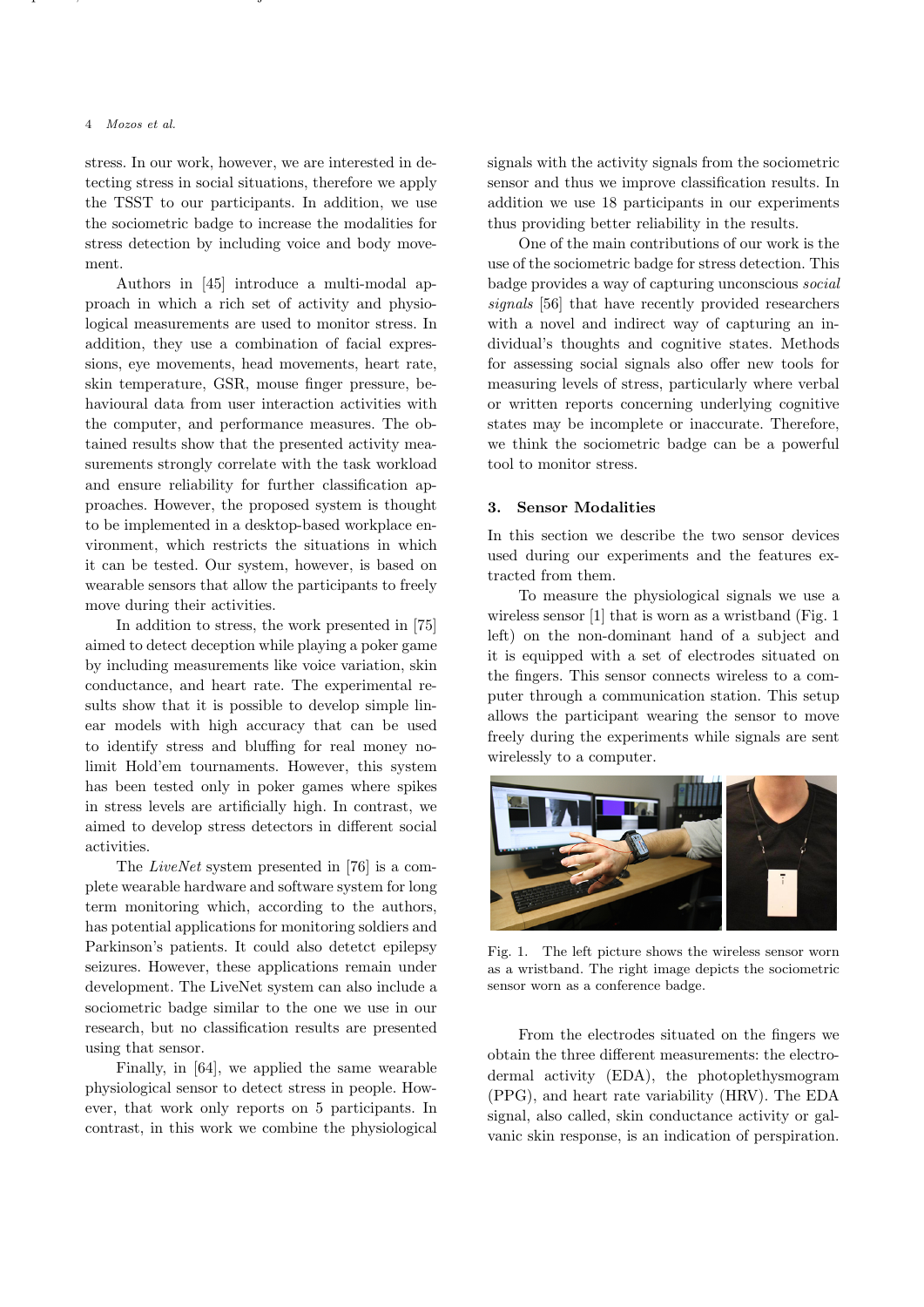stress. In our work, however, we are interested in detecting stress in social situations, therefore we apply the TSST to our participants. In addition, we use the sociometric badge to increase the modalities for stress detection by including voice and body movement.

Authors in [45] introduce a multi-modal approach in which a rich set of activity and physiological measurements are used to monitor stress. In addition, they use a combination of facial expressions, eye movements, head movements, heart rate, skin temperature, GSR, mouse finger pressure, behavioural data from user interaction activities with the computer, and performance measures. The obtained results show that the presented activity measurements strongly correlate with the task workload and ensure reliability for further classification approaches. However, the proposed system is thought to be implemented in a desktop-based workplace environment, which restricts the situations in which it can be tested. Our system, however, is based on wearable sensors that allow the participants to freely move during their activities.

In addition to stress, the work presented in [75] aimed to detect deception while playing a poker game by including measurements like voice variation, skin conductance, and heart rate. The experimental results show that it is possible to develop simple linear models with high accuracy that can be used to identify stress and bluffing for real money no-limit Hold'em tournaments. However, this system has been tested only in poker games where spikes in stress levels are artificially high. In contrast, we aimed to develop stress detectors in different social activities.

The *LiveNet* system presented in [76] is a complete wearable hardware and software system for long term monitoring which, according to the authors, has potential applications for monitoring soldiers and Parkinson's patients. It could also detetct epilepsy seizures. However, these applications remain under development. The LiveNet system can also include a sociometric badge similar to the one we use in our research, but no classification results are presented using that sensor.

Finally, in [64], we applied the same wearable physiological sensor to detect stress in people. However, that work only reports on 5 participants. In contrast, in this work we combine the physiological signals with the activity signals from the sociometric sensor and thus we improve classification results. In addition we use 18 participants in our experiments thus providing better reliability in the results.

One of the main contributions of our work is the use of the sociometric badge for stress detection. This badge provides a way of capturing unconscious *social signals* [56] that have recently provided researchers with a novel and indirect way of capturing an individual's thoughts and cognitive states. Methods for assessing social signals also offer new tools for measuring levels of stress, particularly where verbal or written reports concerning underlying cognitive states may be incomplete or inaccurate. Therefore, we think the sociometric badge can be a powerful tool to monitor stress.

## 3. Sensor Modalities

In this section we describe the two sensor devices used during our experiments and the features extracted from them.

To measure the physiological signals we use a wireless sensor [1] that is worn as a wristband (Fig. 1 left) on the non-dominant hand of a subject and it is equipped with a set of electrodes situated on the fingers. This sensor connects wireless to a computer through a communication station. This setup allows the participant wearing the sensor to move freely during the experiments while signals are sent wirelessly to a computer.

Fig. 1. The left picture shows the wireless sensor worn as a wristband. The right image depicts the sociometric sensor worn as a conference badge.

From the electrodes situated on the fingers we obtain the three different measurements: the electrodermal activity (EDA), the photoplethysmogram (PPG), and heart rate variability (HRV). The EDA signal, also called, skin conductance activity or galvanic skin response, is an indication of perspiration.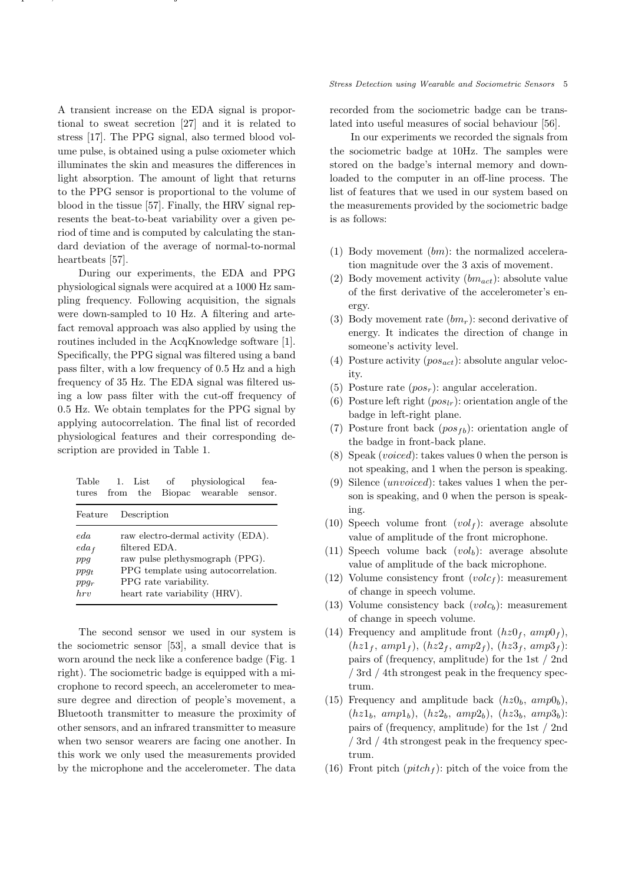A transient increase on the EDA signal is proportional to sweat secretion [27] and it is related to stress [17]. The PPG signal, also termed blood volume pulse, is obtained using a pulse oximeter which illuminates the skin and measures the differences in light absorption. The amount of light that returns to the PPG sensor is proportional to the volume of blood in the tissue [57]. Finally, the HRV signal represents the beat-to-beat variability over a given period of time and is computed by calculating the standard deviation of the average of normal-to-normal heartbeats [57].

During our experiments, the EDA and PPG physiological signals were acquired at a 1000 Hz sampling frequency. Following acquisition, the signals were down-sampled to 10 Hz. A filtering and artefact removal approach was also applied by using the routines included in the AcqKnowledge software [1]. Specifically, the PPG signal was filtered using a band pass filter, with a low frequency of 0.5 Hz and a high frequency of 35 Hz. The EDA signal was filtered using a low pass filter with the cut-off frequency of 0.5 Hz. We obtain templates for the PPG signal by applying autocorrelation. The final list of recorded physiological features and their corresponding description are provided in Table 1.

Table 1. List of physiological features from the Biopac wearable sensor.

| Feature | Description |
|---|---|
| $eda$ | raw electro-dermal activity (EDA). |
| $eda_f$ | filtered EDA. |
| $ppg$ | raw pulse plethysmograph (PPG). |
| $ppg_t$ | PPG template using autocorrelation. |
| $ppg_r$ | PPG rate variability. |
| $hrv$ | heart rate variability (HRV). |

The second sensor we used in our system is the sociometric sensor [53], a small device that is worn around the neck like a conference badge (Fig. 1 right). The sociometric badge is equipped with a microphone to record speech, an accelerometer to measure degree and direction of people's movement, a Bluetooth transmitter to measure the proximity of other sensors, and an infrared transmitter to measure when two sensor wearers are facing one another. In this work we only used the measurements provided by the microphone and the accelerometer. The data recorded from the sociometric badge can be translated into useful measures of social behaviour [56].

In our experiments we recorded the signals from the sociometric badge at 10Hz. The samples were stored on the badge's internal memory and downloaded to the computer in an off-line process. The list of features that we used in our system based on the measurements provided by the sociometric badge is as follows:

(1) Body movement ($bm$): the normalized acceleration magnitude over the 3 axis of movement.
(2) Body movement activity ($bm_{act}$): absolute value of the first derivative of the accelerometer's energy.
(3) Body movement rate ($bm_r$): second derivative of energy. It indicates the direction of change in someone's activity level.
(4) Posture activity ($pos_{act}$): absolute angular velocity.
(5) Posture rate ($pos_r$): angular acceleration.
(6) Posture left right ($pos_{lr}$): orientation angle of the badge in left-right plane.
(7) Posture front back ($pos_{fb}$): orientation angle of the badge in front-back plane.
(8) Speak ($voiced$): takes values 0 when the person is not speaking, and 1 when the person is speaking.
(9) Silence ($unvoiced$): takes values 1 when the person is speaking, and 0 when the person is speaking.
(10) Speech volume front ($vol_f$): average absolute value of amplitude of the front microphone.
(11) Speech volume back ($vol_b$): average absolute value of amplitude of the back microphone.
(12) Volume consistency front ($volc_f$): measurement of change in speech volume.
(13) Volume consistency back ($volc_b$): measurement of change in speech volume.
(14) Frequency and amplitude front ($hz0_f$, $amp0_f$), ($hz1_f$, $amp1_f$), ($hz2_f$, $amp2_f$), ($hz3_f$, $amp3_f$): pairs of (frequency, amplitude) for the 1st / 2nd / 3rd / 4th strongest peak in the frequency spectrum.
(15) Frequency and amplitude back ($hz0_b$, $amp0_b$), ($hz1_b$, $amp1_b$), ($hz2_b$, $amp2_b$), ($hz3_b$, $amp3_b$): pairs of (frequency, amplitude) for the 1st / 2nd / 3rd / 4th strongest peak in the frequency spectrum.
(16) Front pitch ($pitch_f$): pitch of the voice from the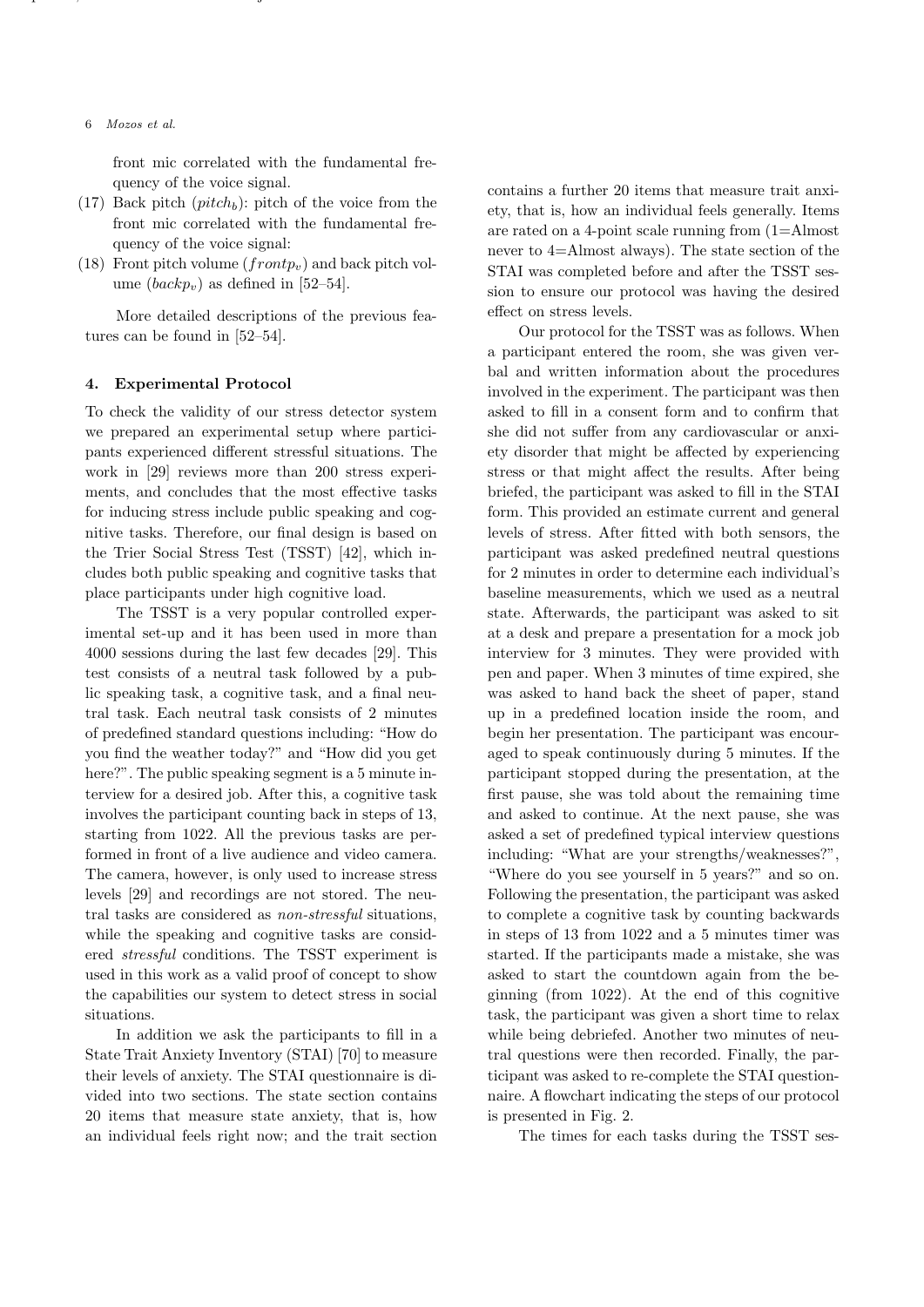front mic correlated with the fundamental frequency of the voice signal.

(17) Back pitch ($pitch_b$): pitch of the voice from the front mic correlated with the fundamental frequency of the voice signal:

(18) Front pitch volume ($frontp_v$) and back pitch volume ($backp_v$) as defined in [52–54].

More detailed descriptions of the previous features can be found in [52–54].

## 4. Experimental Protocol

To check the validity of our stress detector system we prepared an experimental setup where participants experienced different stressful situations. The work in [29] reviews more than 200 stress experiments, and concludes that the most effective tasks for inducing stress include public speaking and cognitive tasks. Therefore, our final design is based on the Trier Social Stress Test (TSST) [42], which includes both public speaking and cognitive tasks that place participants under high cognitive load.

The TSST is a very popular controlled experimental set-up and it has been used in more than 4000 sessions during the last few decades [29]. This test consists of a neutral task followed by a public speaking task, a cognitive task, and a final neutral task. Each neutral task consists of 2 minutes of predefined standard questions including: "How do you find the weather today?" and "How did you get here?". The public speaking segment is a 5 minute interview for a desired job. After this, a cognitive task involves the participant counting back in steps of 13, starting from 1022. All the previous tasks are performed in front of a live audience and video camera. The camera, however, is only used to increase stress levels [29] and recordings are not stored. The neutral tasks are considered as *non-stressful* situations, while the speaking and cognitive tasks are considered *stressful* conditions. The TSST experiment is used in this work as a valid proof of concept to show the capabilities our system to detect stress in social situations.

In addition we ask the participants to fill in a State Trait Anxiety Inventory (STAI) [70] to measure their levels of anxiety. The STAI questionnaire is divided into two sections. The state section contains 20 items that measure state anxiety, that is, how an individual feels right now; and the trait section contains a further 20 items that measure trait anxiety, that is, how an individual feels generally. Items are rated on a 4-point scale running from (1=Almost never to 4=Almost always). The state section of the STAI was completed before and after the TSST session to ensure our protocol was having the desired effect on stress levels.

Our protocol for the TSST was as follows. When a participant entered the room, she was given verbal and written information about the procedures involved in the experiment. The participant was then asked to fill in a consent form and to confirm that she did not suffer from any cardiovascular or anxiety disorder that might be affected by experiencing stress or that might affect the results. After being briefed, the participant was asked to fill in the STAI form. This provided an estimate current and general levels of stress. After fitted with both sensors, the participant was asked predefined neutral questions for 2 minutes in order to determine each individual's baseline measurements, which we used as a neutral state. Afterwards, the participant was asked to sit at a desk and prepare a presentation for a mock job interview for 3 minutes. They were provided with pen and paper. When 3 minutes of time expired, she was asked to hand back the sheet of paper, stand up in a predefined location inside the room, and begin her presentation. The participant was encouraged to speak continuously during 5 minutes. If the participant stopped during the presentation, at the first pause, she was told about the remaining time and asked to continue. At the next pause, she was asked a set of predefined typical interview questions including: "What are your strengths/weaknesses?", "Where do you see yourself in 5 years?" and so on. Following the presentation, the participant was asked to complete a cognitive task by counting backwards in steps of 13 from 1022 and a 5 minutes timer was started. If the participants made a mistake, she was asked to start the countdown again from the beginning (from 1022). At the end of this cognitive task, the participant was given a short time to relax while being debriefed. Another two minutes of neutral questions were then recorded. Finally, the participant was asked to re-complete the STAI questionnaire. A flowchart indicating the steps of our protocol is presented in Fig. 2.

The times for each tasks during the TSST ses-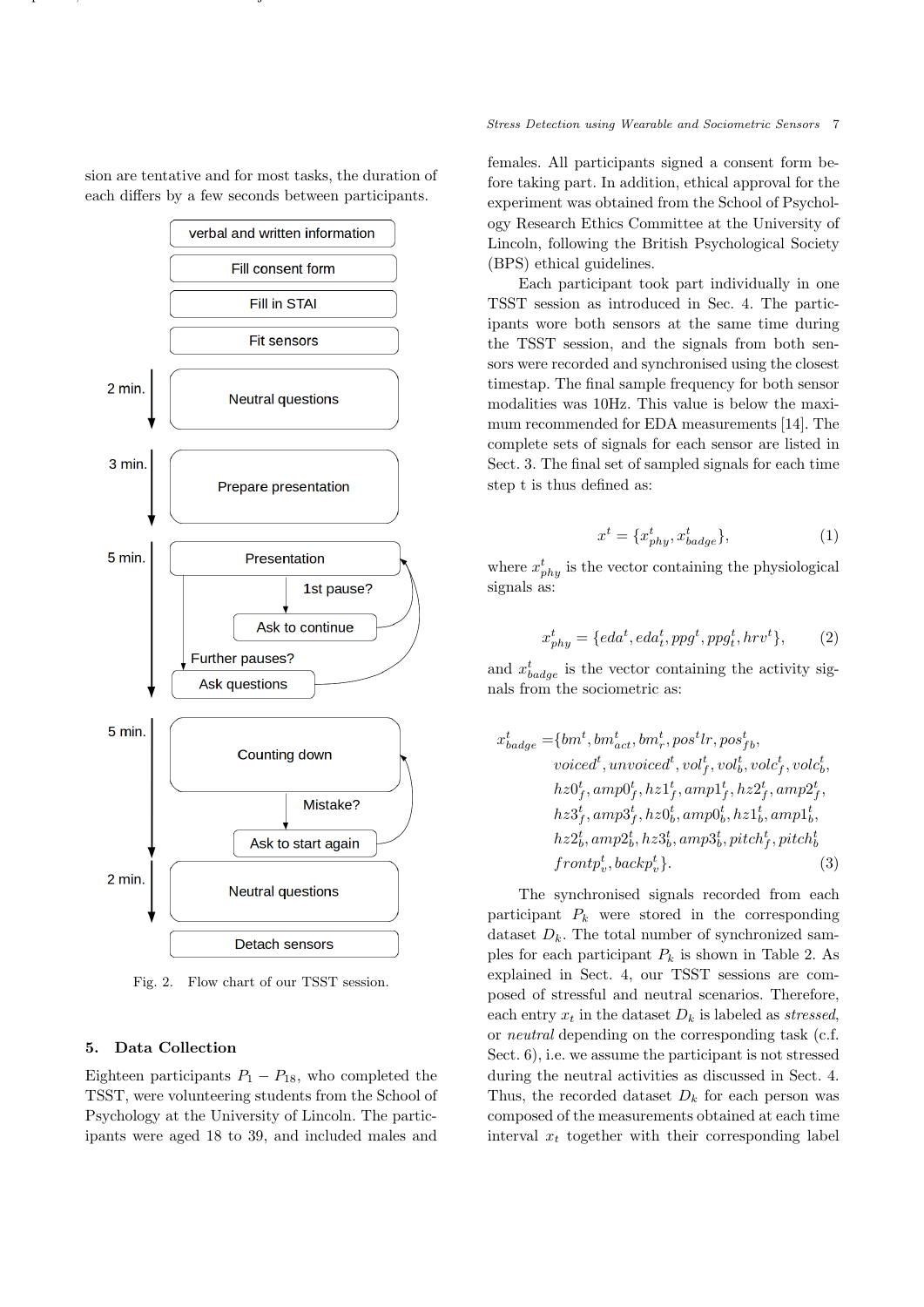sion are tentative and for most tasks, the duration of each differs by a few seconds between participants.

Fig. 2. Flow chart of our TSST session.

## 5. Data Collection

Eighteen participants $P_1 - P_{18}$, who completed the TSST, were volunteering students from the School of Psychology at the University of Lincoln. The participants were aged 18 to 39, and included males and females. All participants signed a consent form before taking part. In addition, ethical approval for the experiment was obtained from the School of Psychology Research Ethics Committee at the University of Lincoln, following the British Psychological Society (BPS) ethical guidelines.

Each participant took part individually in one TSST session as introduced in Sec. 4. The participants wore both sensors at the same time during the TSST session, and the signals from both sensors were recorded and synchronised using the closest timestap. The final sample frequency for both sensor modalities was 10Hz. This value is below the maximum recommended for EDA measurements [14]. The complete sets of signals for each sensor are listed in Sect. 3. The final set of sampled signals for each time step t is thus defined as:

$$x^t = \{x^t_{phy}, x^t_{badge}\}, \tag{1}$$

where $x^t_{phy}$ is the vector containing the physiological signals as:

$$x^t_{phy} = \{eda^t, eda^t_t, ppg^t, ppg^t_t, hrv^t\}, \tag{2}$$

and $x^t_{badge}$ is the vector containing the activity signals from the sociometric as:

$$\begin{aligned} x^t_{badge} = \{ & bm^t, bm^t_{act}, bm^t_r, pos^t lr, pos^t_{fb}, \\ & voiced^t, unvoiced^t, vol^t_f, vol^t_b, volc^t_f, volc^t_b, \\ & hz0^t_f, amp0^t_f, hz1^t_f, amp1^t_f, hz2^t_f, amp2^t_f, \\ & hz3^t_f, amp3^t_f, hz0^t_b, amp0^t_b, hz1^t_b, amp1^t_b, \\ & hz2^t_b, amp2^t_b, hz3^t_b, amp3^t_b, pitch^t_f, pitch^t_b \\ & frontp^t_v, backp^t_v\}. \end{aligned} \tag{3}$$

The synchronised signals recorded from each participant $P_k$ were stored in the corresponding dataset $D_k$. The total number of synchronized samples for each participant $P_k$ is shown in Table 2. As explained in Sect. 4, our TSST sessions are composed of stressful and neutral scenarios. Therefore, each entry $x_t$ in the dataset $D_k$ is labeled as *stressed*, or *neutral* depending on the corresponding task (c.f. Sect. 6), i.e. we assume the participant is not stressed during the neutral activities as discussed in Sect. 4. Thus, the recorded dataset $D_k$ for each person was composed of the measurements obtained at each time interval $x_t$ together with their corresponding label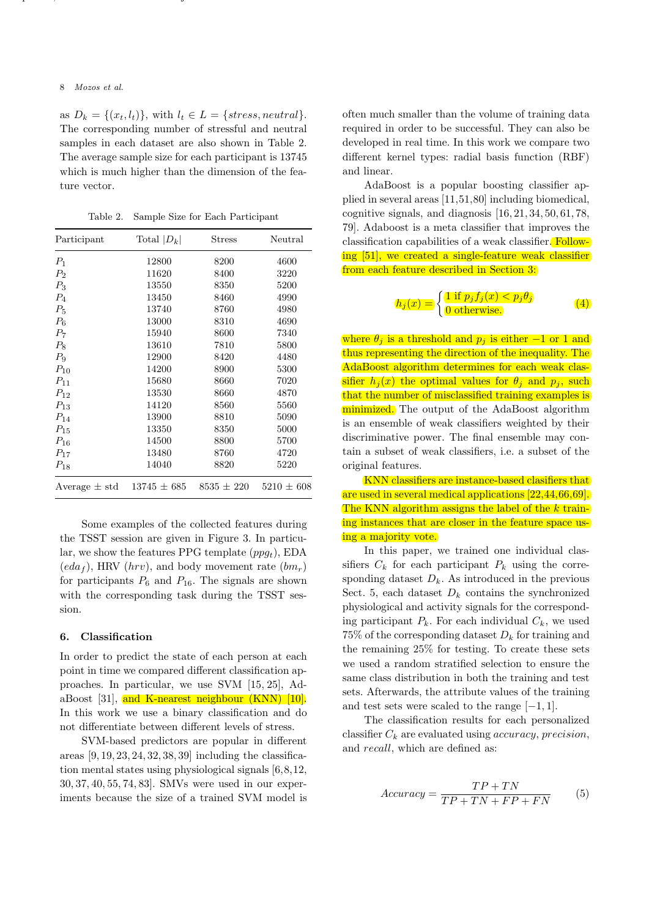as $D_k = \{(x_t, l_t)\}$, with $l_t \in L = \{stress, neutral\}$. The corresponding number of stressful and neutral samples in each dataset are also shown in Table 2. The average sample size for each participant is 13745 which is much higher than the dimension of the feature vector.

Table 2. Sample Size for Each Participant

| Participant | Total $\|D_k\|$ | Stress | Neutral |
|---|---|---|---|
| $P_1$ | 12800 | 8200 | 4600 |
| $P_2$ | 11620 | 8400 | 3220 |
| $P_3$ | 13550 | 8350 | 5200 |
| $P_4$ | 13450 | 8460 | 4990 |
| $P_5$ | 13740 | 8760 | 4980 |
| $P_6$ | 13000 | 8310 | 4690 |
| $P_7$ | 15940 | 8600 | 7340 |
| $P_8$ | 13610 | 7810 | 5800 |
| $P_9$ | 12900 | 8420 | 4480 |
| $P_{10}$ | 14200 | 8900 | 5300 |
| $P_{11}$ | 15680 | 8660 | 7020 |
| $P_{12}$ | 13530 | 8660 | 4870 |
| $P_{13}$ | 14120 | 8560 | 5560 |
| $P_{14}$ | 13900 | 8810 | 5090 |
| $P_{15}$ | 13350 | 8350 | 5000 |
| $P_{16}$ | 14500 | 8800 | 5700 |
| $P_{17}$ | 13480 | 8760 | 4720 |
| $P_{18}$ | 14040 | 8820 | 5220 |
| Average ± std | 13745 ± 685 | 8535 ± 220 | 5210 ± 608 |

Some examples of the collected features during the TSST session are given in Figure 3. In particular, we show the features PPG template ($ppg_t$), EDA ($eda_f$), HRV ($hrv$), and body movement rate ($bm_r$) for participants $P_6$ and $P_{16}$. The signals are shown with the corresponding task during the TSST session.

## 6. Classification

In order to predict the state of each person at each point in time we compared different classification approaches. In particular, we use SVM [15, 25], AdaBoost [31], and K-nearest neighbour (KNN) [10]. In this work we use a binary classification and do not differentiate between different levels of stress.

SVM-based predictors are popular in different areas [9, 19, 23, 24, 32, 38, 39] including the classification mental states using physiological signals [6, 8, 12, 30, 37, 40, 55, 74, 83]. SMVs were used in our experiments because the size of a trained SVM model is often much smaller than the volume of training data required in order to be successful. They can also be developed in real time. In this work we compare two different kernel types: radial basis function (RBF) and linear.

AdaBoost is a popular boosting classifier applied in several areas [11, 51, 80] including biomedical, cognitive signals, and diagnosis [16, 21, 34, 50, 61, 78, 79]. Adaboost is a meta classifier that improves the classification capabilities of a weak classifier. Following [51], we created a single-feature weak classifier from each feature described in Section 3:

$$h_j(x) = \begin{cases} 1 \text{ if } p_j f_j(x) < p_j \theta_j \\ 0 \text{ otherwise.} \end{cases} \tag{4}$$

where $\theta_j$ is a threshold and $p_j$ is either $-1$ or 1 and thus representing the direction of the inequality. The AdaBoost algorithm determines for each weak classifier $h_j(x)$ the optimal values for $\theta_j$ and $p_j$, such that the number of misclassified training examples is minimized. The output of the AdaBoost algorithm is an ensemble of weak classifiers weighted by their discriminative power. The final ensemble may contain a subset of weak classifiers, i.e. a subset of the original features.

KNN classifiers are instance-based clasifiers that are used in several medical applications [22, 44, 66, 69]. The KNN algorithm assigns the label of the $k$ training instances that are closer in the feature space using a majority vote.

In this paper, we trained one individual classifiers $C_k$ for each participant $P_k$ using the corresponding dataset $D_k$. As introduced in the previous Sect. 5, each dataset $D_k$ contains the synchronized physiological and activity signals for the corresponding participant $P_k$. For each individual $C_k$, we used 75% of the corresponding dataset $D_k$ for training and the remaining 25% for testing. To create these sets we used a random stratified selection to ensure the same class distribution in both the training and test sets. Afterwards, the attribute values of the training and test sets were scaled to the range $[-1, 1]$.

The classification results for each personalized classifier $C_k$ are evaluated using *accuracy*, *precision*, and *recall*, which are defined as:

$$Accuracy = \frac{TP + TN}{TP + TN + FP + FN} \tag{5}$$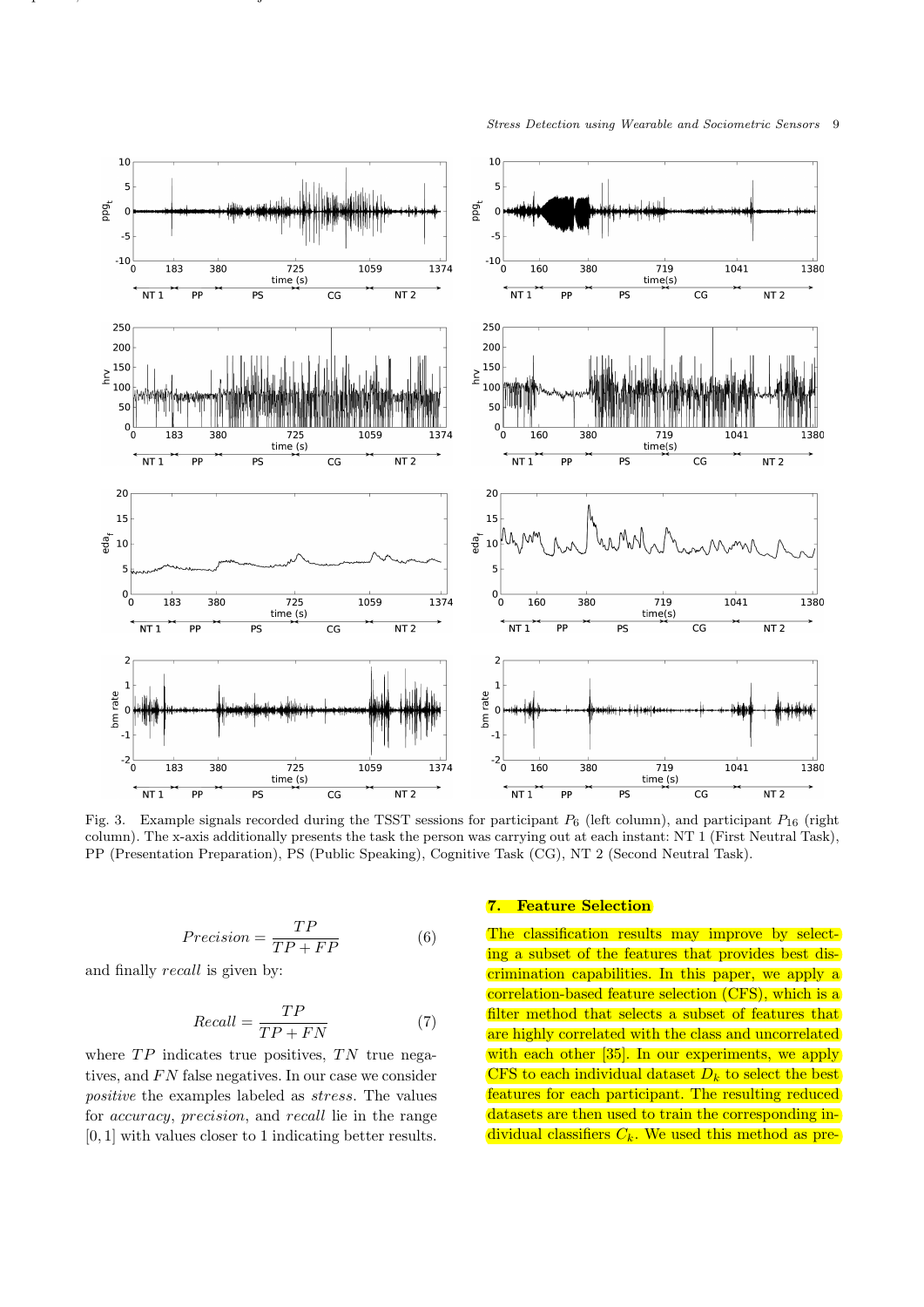Fig. 3. Example signals recorded during the TSST sessions for participant $P_6$ (left column), and participant $P_{16}$ (right column). The x-axis additionally presents the task the person was carrying out at each instant: NT 1 (First Neutral Task), PP (Presentation Preparation), PS (Public Speaking), Cognitive Task (CG), NT 2 (Second Neutral Task).

$$Precision = \frac{TP}{TP + FP} \tag{6}$$

and finally *recall* is given by:

$$Recall = \frac{TP}{TP + FN} \tag{7}$$

where $TP$ indicates true positives, $TN$ true negatives, and $FN$ false negatives. In our case we consider *positive* the examples labeled as *stress*. The values for *accuracy*, *precision*, and *recall* lie in the range $[0, 1]$ with values closer to 1 indicating better results.

## 7. Feature Selection

The classification results may improve by selecting a subset of the features that provides best discrimination capabilities. In this paper, we apply a correlation-based feature selection (CFS), which is a filter method that selects a subset of features that are highly correlated with the class and uncorrelated with each other [35]. In our experiments, we apply CFS to each individual dataset $D_k$ to select the best features for each participant. The resulting reduced datasets are then used to train the corresponding individual classifiers $C_k$. We used this method as pre-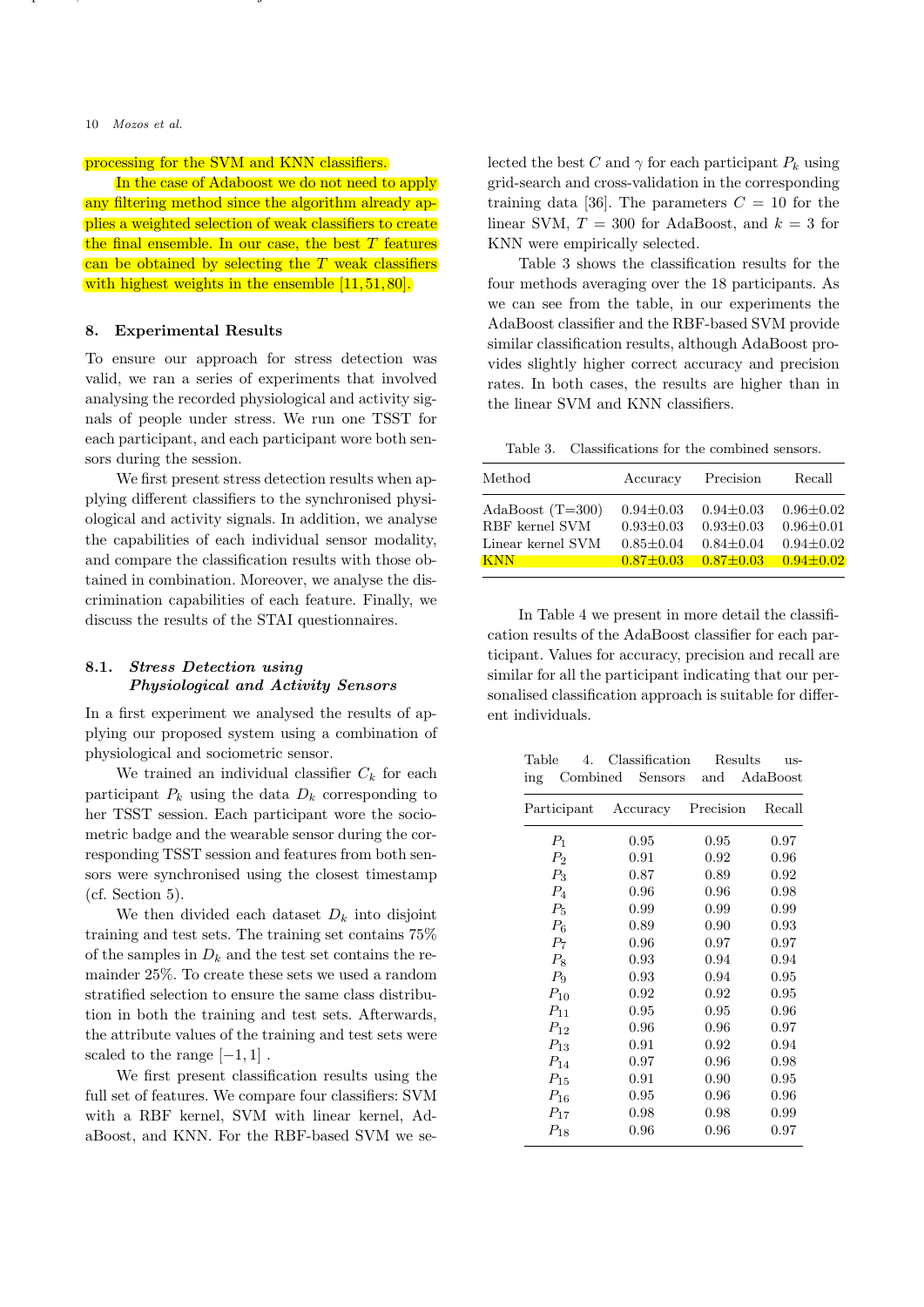processing for the SVM and KNN classifiers.

In the case of Adaboost we do not need to apply any filtering method since the algorithm already applies a weighted selection of weak classifiers to create the final ensemble. In our case, the best $T$ features can be obtained by selecting the $T$ weak classifiers with highest weights in the ensemble [11, 51, 80].

## 8. Experimental Results

To ensure our approach for stress detection was valid, we ran a series of experiments that involved analysing the recorded physiological and activity signals of people under stress. We run one TSST for each participant, and each participant wore both sensors during the session.

We first present stress detection results when applying different classifiers to the synchronised physiological and activity signals. In addition, we analyse the capabilities of each individual sensor modality, and compare the classification results with those obtained in combination. Moreover, we analyse the discrimination capabilities of each feature. Finally, we discuss the results of the STAI questionnaires.

### 8.1. *Stress Detection using Physiological and Activity Sensors*

In a first experiment we analysed the results of applying our proposed system using a combination of physiological and sociometric sensor.

We trained an individual classifier $C_k$ for each participant $P_k$ using the data $D_k$ corresponding to her TSST session. Each participant wore the sociometric badge and the wearable sensor during the corresponding TSST session and features from both sensors were synchronised using the closest timestamp (cf. Section 5).

We then divided each dataset $D_k$ into disjoint training and test sets. The training set contains 75% of the samples in $D_k$ and the test set contains the remainder 25%. To create these sets we used a random stratified selection to ensure the same class distribution in both the training and test sets. Afterwards, the attribute values of the training and test sets were scaled to the range $[-1, 1]$ .

We first present classification results using the full set of features. We compare four classifiers: SVM with a RBF kernel, SVM with linear kernel, AdaBoost, and KNN. For the RBF-based SVM we selected the best $C$ and $\gamma$ for each participant $P_k$ using grid-search and cross-validation in the corresponding training data [36]. The parameters $C = 10$ for the linear SVM, $T = 300$ for AdaBoost, and $k = 3$ for KNN were empirically selected.

Table 3 shows the classification results for the four methods averaging over the 18 participants. As we can see from the table, in our experiments the AdaBoost classifier and the RBF-based SVM provide similar classification results, although AdaBoost provides slightly higher correct accuracy and precision rates. In both cases, the results are higher than in the linear SVM and KNN classifiers.

Table 3. Classifications for the combined sensors.

| Method | Accuracy | Precision | Recall |
|---|---|---|---|
| AdaBoost (T=300) | 0.94±0.03 | 0.94±0.03 | 0.96±0.02 |
| RBF kernel SVM | 0.93±0.03 | 0.93±0.03 | 0.96±0.01 |
| Linear kernel SVM | 0.85±0.04 | 0.84±0.04 | 0.94±0.02 |
| KNN | 0.87±0.03 | 0.87±0.03 | 0.94±0.02 |

In Table 4 we present in more detail the classification results of the AdaBoost classifier for each participant. Values for accuracy, precision and recall are similar for all the participant indicating that our personalised classification approach is suitable for different individuals.

Table 4. Classification Results using Combined Sensors and AdaBoost

| Participant | Accuracy | Precision | Recall |
|---|---|---|---|
| $P_1$ | 0.95 | 0.95 | 0.97 |
| $P_2$ | 0.91 | 0.92 | 0.96 |
| $P_3$ | 0.87 | 0.89 | 0.92 |
| $P_4$ | 0.96 | 0.96 | 0.98 |
| $P_5$ | 0.99 | 0.99 | 0.99 |
| $P_6$ | 0.89 | 0.90 | 0.93 |
| $P_7$ | 0.96 | 0.97 | 0.97 |
| $P_8$ | 0.93 | 0.94 | 0.94 |
| $P_9$ | 0.93 | 0.94 | 0.95 |
| $P_{10}$ | 0.92 | 0.92 | 0.95 |
| $P_{11}$ | 0.95 | 0.95 | 0.96 |
| $P_{12}$ | 0.96 | 0.96 | 0.97 |
| $P_{13}$ | 0.91 | 0.92 | 0.94 |
| $P_{14}$ | 0.97 | 0.96 | 0.98 |
| $P_{15}$ | 0.91 | 0.90 | 0.95 |
| $P_{16}$ | 0.95 | 0.96 | 0.96 |
| $P_{17}$ | 0.98 | 0.98 | 0.99 |
| $P_{18}$ | 0.96 | 0.96 | 0.97 |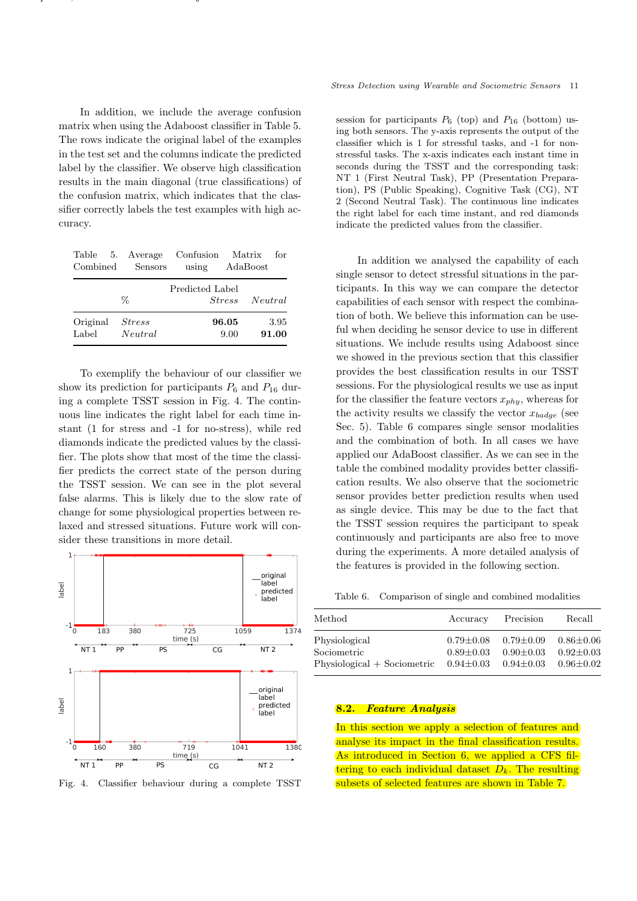In addition, we include the average confusion matrix when using the Adaboost classifier in Table 5. The rows indicate the original label of the examples in the test set and the columns indicate the predicted label by the classifier. We observe high classification results in the main diagonal (true classifications) of the confusion matrix, which indicates that the classifier correctly labels the test examples with high accuracy.

Table 5. Average Confusion Matrix for Combined Sensors using AdaBoost

| | % | Predicted Label *Stress* | *Neutral* |
|---|---|---|---|
| Original Label | *Stress* | **96.05** | 3.95 |
| | *Neutral* | 9.00 | **91.00** |

To exemplify the behaviour of our classifier we show its prediction for participants $P_6$ and $P_{16}$ during a complete TSST session in Fig. 4. The continuous line indicates the right label for each time instant (1 for stress and -1 for no-stress), while red diamonds indicate the predicted values by the classifier. The plots show that most of the time the classifier predicts the correct state of the person during the TSST session. We can see in the plot several false alarms. This is likely due to the slow rate of change for some physiological properties between relaxed and stressed situations. Future work will consider these transitions in more detail.

Fig. 4. Classifier behaviour during a complete TSST session for participants $P_6$ (top) and $P_{16}$ (bottom) using both sensors. The y-axis represents the output of the classifier which is 1 for stressful tasks, and -1 for non-stressful tasks. The x-axis indicates each instant time in seconds during the TSST and the corresponding task: NT 1 (First Neutral Task), PP (Presentation Preparation), PS (Public Speaking), Cognitive Task (CG), NT 2 (Second Neutral Task). The continuous line indicates the right label for each time instant, and red diamonds indicate the predicted values from the classifier.

In addition we analysed the capability of each single sensor to detect stressful situations in the participants. In this way we can compare the detector capabilities of each sensor with respect the combination of both. We believe this information can be useful when deciding he sensor device to use in different situations. We include results using Adaboost since we showed in the previous section that this classifier provides the best classification results in our TSST sessions. For the physiological results we use as input for the classifier the feature vectors $x_{phy}$, whereas for the activity results we classify the vector $x_{badge}$ (see Sec. 5). Table 6 compares single sensor modalities and the combination of both. In all cases we have applied our AdaBoost classifier. As we can see in the table the combined modality provides better classification results. We also observe that the sociometric sensor provides better prediction results when used as single device. This may be due to the fact that the TSST session requires the participant to speak continuously and participants are also free to move during the experiments. A more detailed analysis of the features is provided in the following section.

Table 6. Comparison of single and combined modalities

| Method | Accuracy | Precision | Recall |
|---|---|---|---|
| Physiological | 0.79±0.08 | 0.79±0.09 | 0.86±0.06 |
| Sociometric | 0.89±0.03 | 0.90±0.03 | 0.92±0.03 |
| Physiological + Sociometric | 0.94±0.03 | 0.94±0.03 | 0.96±0.02 |

### 8.2. *Feature Analysis*

In this section we apply a selection of features and analyse its impact in the final classification results. As introduced in Section 6, we applied a CFS filtering to each individual dataset $D_k$. The resulting subsets of selected features are shown in Table 7.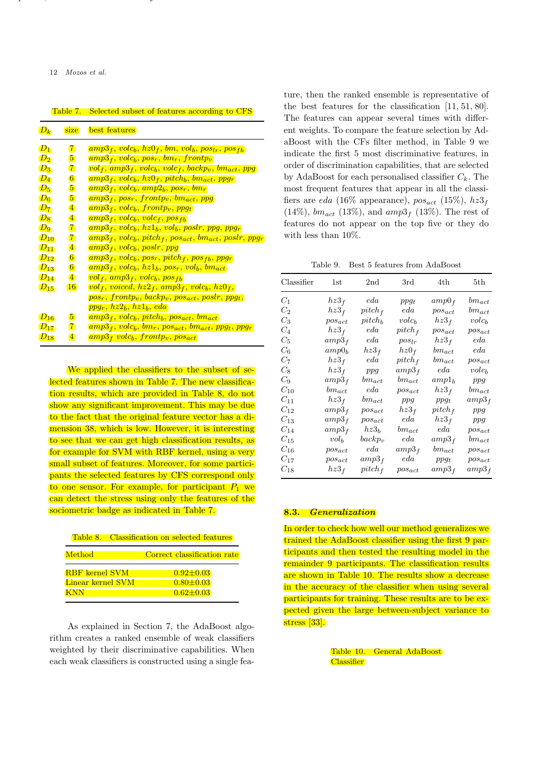Table 7. Selected subset of features according to CFS

| $D_k$ | size | best features |
|---|---|---|
| $D_1$ | 7 | $amp3_f$, $volc_b$, $hz0_f$, $bm$, $vol_b$, $pos_{lr}$, $pos_{fb}$ |
| $D_2$ | 5 | $amp3_f$, $volc_b$, $pos_r$, $bm_r$, $frontp_v$ |
| $D_3$ | 7 | $vol_f$, $amp3_f$, $volc_b$, $volc_f$, $backp_v$, $bm_{act}$, $ppg$ |
| $D_4$ | 6 | $amp3_f$, $volc_b$, $hz0_f$, $pitch_b$, $bm_{act}$, $ppg_r$ |
| $D_5$ | 5 | $amp3_f$, $volc_b$, $amp2_b$, $pos_r$, $bm_r$ |
| $D_6$ | 5 | $amp3_f$, $pos_r$, $frontp_v$, $bm_{act}$, $ppg$ |
| $D_7$ | 4 | $amp3_f$, $volc_b$, $frontp_v$, $ppg_t$ |
| $D_8$ | 4 | $amp3_f$, $volc_b$, $volc_f$, $pos_{fb}$ |
| $D_9$ | 7 | $amp3_f$, $volc_b$, $hz1_b$, $vol_b$, $poslr$, $ppg$, $ppg_r$ |
| $D_{10}$ | 7 | $amp3_f$, $volc_b$, $pitch_f$, $pos_{act}$, $bm_{act}$, $poslr$, $ppg_r$ |
| $D_{11}$ | 4 | $amp3_f$, $volc_b$, $poslr$, $ppg$ |
| $D_{12}$ | 6 | $amp3_f$, $volc_b$, $pos_r$, $pitch_f$, $pos_{fb}$, $ppg_r$ |
| $D_{13}$ | 6 | $amp3_f$, $volc_b$, $hz1_b$, $pos_r$, $vol_b$, $bm_{act}$ |
| $D_{14}$ | 4 | $vol_f$, $amp3_f$, $volc_b$, $pos_{fb}$ |
| $D_{15}$ | 16 | $vol_f$, $voiced$, $hz2_f$, $amp3_f$, $volc_b$, $hz0_f$, $pos_r$, $frontp_v$, $backp_v$, $pos_{act}$, $poslr$, $ppg_t$, $ppg_r$, $hz2_b$, $hz1_b$, $eda$ |
| $D_{16}$ | 5 | $amp3_f$, $volc_b$, $pitch_b$, $pos_{act}$, $bm_{act}$ |
| $D_{17}$ | 7 | $amp3_f$, $volc_b$, $bm_r$, $pos_{act}$, $bm_{act}$, $ppg_t$, $ppg_r$ |
| $D_{18}$ | 4 | $amp3_f$ $volc_b$, $frontp_v$, $pos_{act}$ |

We applied the classifiers to the subset of selected features shown in Table 7. The new classification results, which are provided in Table 8, do not show any significant improvement. This may be due to the fact that the original feature vector has a dimension 38, which is low. However, it is interesting to see that we can get high classification results, as for example for SVM with RBF kernel, using a very small subset of features. Moreover, for some participants the selected features by CFS correspond only to one sensor. For example, for participant $P_1$ we can detect the stress using only the features of the sociometric badge as indicated in Table 7.

Table 8. Classification on selected features

| Method | Correct classification rate |
|---|---|
| RBF kernel SVM | 0.92±0.03 |
| Linear kernel SVM | 0.80±0.03 |
| KNN | 0.62±0.03 |

As explained in Section 7, the AdaBoost algorithm creates a ranked ensemble of weak classifiers weighted by their discriminative capabilities. When each weak classifiers is constructed using a single feature, then the ranked ensemble is representative of the best features for the classification [11, 51, 80]. The features can appear several times with different weights. To compare the feature selection by AdaBoost with the CFs filter method, in Table 9 we indicate the first 5 most discriminative features, in order of discrimination capabilities, that are selected by AdaBoost for each personalised classifier $C_k$. The most frequent features that appear in all the classifiers are $eda$ (16% appearance), $pos_{act}$ (15%), $hz3_f$ (14%), $bm_{act}$ (13%), and $amp3_f$ (13%). The rest of features do not appear on the top five or they do with less than 10%.

Table 9. Best 5 features from AdaBoost

| Classifier | 1st | 2nd | 3rd | 4th | 5th |
|---|---|---|---|---|---|
| $C_1$ | $hz3_f$ | $eda$ | $ppg_t$ | $amp0_f$ | $bm_{act}$ |
| $C_2$ | $hz3_f$ | $pitch_f$ | $eda$ | $pos_{act}$ | $bm_{act}$ |
| $C_3$ | $pos_{act}$ | $pitch_b$ | $volc_b$ | $hz3_f$ | $volc_b$ |
| $C_4$ | $hz3_f$ | $eda$ | $pitch_f$ | $pos_{act}$ | $pos_{act}$ |
| $C_5$ | $amp3_f$ | $eda$ | $pos_{lr}$ | $hz3_f$ | $eda$ |
| $C_6$ | $amp0_b$ | $hz3_f$ | $hz0_f$ | $bm_{act}$ | $eda$ |
| $C_7$ | $hz3_f$ | $eda$ | $pitch_f$ | $bm_{act}$ | $pos_{act}$ |
| $C_8$ | $hz3_f$ | $ppg$ | $amp3_f$ | $eda$ | $volc_b$ |
| $C_9$ | $amp3_f$ | $bm_{act}$ | $bm_{act}$ | $amp1_b$ | $ppg$ |
| $C_{10}$ | $bm_{act}$ | $eda$ | $pos_{act}$ | $hz3_f$ | $bm_{act}$ |
| $C_{11}$ | $hz3_f$ | $bm_{act}$ | $ppg$ | $ppg_t$ | $amp3_f$ |
| $C_{12}$ | $amp3_f$ | $pos_{act}$ | $hz3_f$ | $pitch_f$ | $ppg$ |
| $C_{13}$ | $amp3_f$ | $pos_{act}$ | $eda$ | $hz3_f$ | $ppg$ |
| $C_{14}$ | $amp3_f$ | $hz3_b$ | $bm_{act}$ | $eda$ | $pos_{act}$ |
| $C_{15}$ | $vol_b$ | $backp_v$ | $eda$ | $amp3_f$ | $bm_{act}$ |
| $C_{16}$ | $pos_{act}$ | $eda$ | $amp3_f$ | $bm_{act}$ | $pos_{act}$ |
| $C_{17}$ | $pos_{act}$ | $amp3_f$ | $eda$ | $ppg_t$ | $pos_{act}$ |
| $C_{18}$ | $hz3_f$ | $pitch_f$ | $pos_{act}$ | $amp3_f$ | $amp3_f$ |

### 8.3. *Generalization*

In order to check how well our method generalizes we trained the AdaBoost classifier using the first 9 participants and then tested the resulting model in the remainder 9 participants. The classification results are shown in Table 10. The results show a decrease in the accuracy of the classifier when using several participants for training. These results are to be expected given the large between-subject variance to stress [33].

Table 10. General AdaBoost Classifier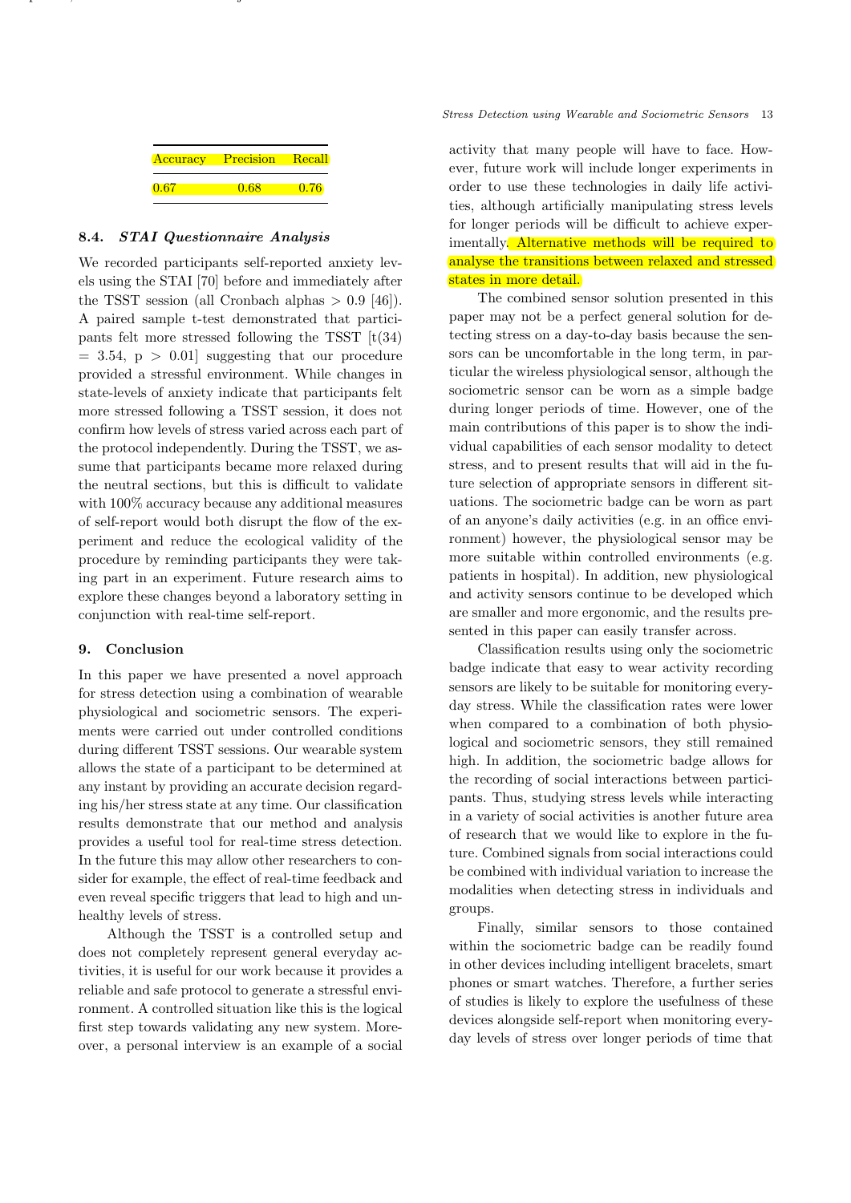| Accuracy | Precision | Recall |
|---|---|---|
| 0.67 | 0.68 | 0.76 |

### 8.4. *STAI Questionnaire Analysis*

We recorded participants self-reported anxiety levels using the STAI [70] before and immediately after the TSST session (all Cronbach alphas > 0.9 [46]). A paired sample t-test demonstrated that participants felt more stressed following the TSST [$t(34) = 3.54$, $p > 0.01$] suggesting that our procedure provided a stressful environment. While changes in state-levels of anxiety indicate that participants felt more stressed following a TSST session, it does not confirm how levels of stress varied across each part of the protocol independently. During the TSST, we assume that participants became more relaxed during the neutral sections, but this is difficult to validate with 100% accuracy because any additional measures of self-report would both disrupt the flow of the experiment and reduce the ecological validity of the procedure by reminding participants they were taking part in an experiment. Future research aims to explore these changes beyond a laboratory setting in conjunction with real-time self-report.

## 9. Conclusion

In this paper we have presented a novel approach for stress detection using a combination of wearable physiological and sociometric sensors. The experiments were carried out under controlled conditions during different TSST sessions. Our wearable system allows the state of a participant to be determined at any instant by providing an accurate decision regarding his/her stress state at any time. Our classification results demonstrate that our method and analysis provides a useful tool for real-time stress detection. In the future this may allow other researchers to consider for example, the effect of real-time feedback and even reveal specific triggers that lead to high and unhealthy levels of stress.

Although the TSST is a controlled setup and does not completely represent general everyday activities, it is useful for our work because it provides a reliable and safe protocol to generate a stressful environment. A controlled situation like this is the logical first step towards validating any new system. Moreover, a personal interview is an example of a social activity that many people will have to face. However, future work will include longer experiments in order to use these technologies in daily life activities, although artificially manipulating stress levels for longer periods will be difficult to achieve experimentally. Alternative methods will be required to analyse the transitions between relaxed and stressed states in more detail.

The combined sensor solution presented in this paper may not be a perfect general solution for detecting stress on a day-to-day basis because the sensors can be uncomfortable in the long term, in particular the wireless physiological sensor, although the sociometric sensor can be worn as a simple badge during longer periods of time. However, one of the main contributions of this paper is to show the individual capabilities of each sensor modality to detect stress, and to present results that will aid in the future selection of appropriate sensors in different situations. The sociometric badge can be worn as part of an anyone's daily activities (e.g. in an office environment) however, the physiological sensor may be more suitable within controlled environments (e.g. patients in hospital). In addition, new physiological and activity sensors continue to be developed which are smaller and more ergonomic, and the results presented in this paper can easily transfer across.

Classification results using only the sociometric badge indicate that easy to wear activity recording sensors are likely to be suitable for monitoring everyday stress. While the classification rates were lower when compared to a combination of both physiological and sociometric sensors, they still remained high. In addition, the sociometric badge allows for the recording of social interactions between participants. Thus, studying stress levels while interacting in a variety of social activities is another future area of research that we would like to explore in the future. Combined signals from social interactions could be combined with individual variation to increase the modalities when detecting stress in individuals and groups.

Finally, similar sensors to those contained within the sociometric badge can be readily found in other devices including intelligent bracelets, smart phones or smart watches. Therefore, a further series of studies is likely to explore the usefulness of these devices alongside self-report when monitoring everyday levels of stress over longer periods of time that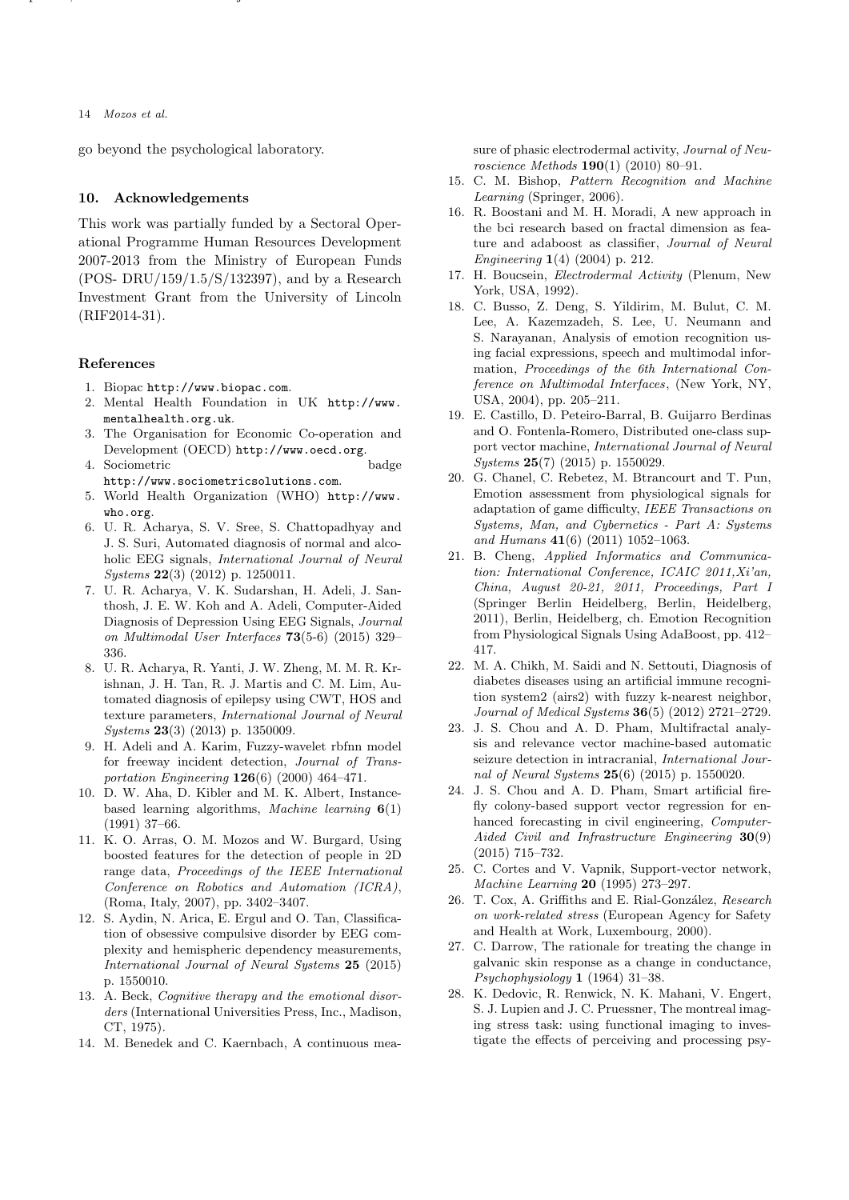go beyond the psychological laboratory.

## 10. Acknowledgements

This work was partially funded by a Sectoral Operational Programme Human Resources Development 2007-2013 from the Ministry of European Funds (POS- DRU/159/1.5/S/132397), and by a Research Investment Grant from the University of Lincoln (RIF2014-31).

## References

1. Biopac http://www.biopac.com.
2. Mental Health Foundation in UK http://www.mentalhealth.org.uk.
3. The Organisation for Economic Co-operation and Development (OECD) http://www.oecd.org.
4. Sociometric badge http://www.sociometricsolutions.com.
5. World Health Organization (WHO) http://www.who.org.
6. U. R. Acharya, S. V. Sree, S. Chattopadhyay and J. S. Suri, Automated diagnosis of normal and alcoholic EEG signals, *International Journal of Neural Systems* **22**(3) (2012) p. 1250011.
7. U. R. Acharya, V. K. Sudarshan, H. Adeli, J. Santhosh, J. E. W. Koh and A. Adeli, Computer-Aided Diagnosis of Depression Using EEG Signals, *Journal on Multimodal User Interfaces* **73**(5-6) (2015) 329–336.
8. U. R. Acharya, R. Yanti, J. W. Zheng, M. M. R. Krishnan, J. H. Tan, R. J. Martis and C. M. Lim, Automated diagnosis of epilepsy using CWT, HOS and texture parameters, *International Journal of Neural Systems* **23**(3) (2013) p. 1350009.
9. H. Adeli and A. Karim, Fuzzy-wavelet rbfnn model for freeway incident detection, *Journal of Transportation Engineering* **126**(6) (2000) 464–471.
10. D. W. Aha, D. Kibler and M. K. Albert, Instance-based learning algorithms, *Machine learning* **6**(1) (1991) 37–66.
11. K. O. Arras, O. M. Mozos and W. Burgard, Using boosted features for the detection of people in 2D range data, *Proceedings of the IEEE International Conference on Robotics and Automation (ICRA)*, (Roma, Italy, 2007), pp. 3402–3407.
12. S. Aydin, N. Arica, E. Ergul and O. Tan, Classification of obsessive compulsive disorder by EEG complexity and hemispheric dependency measurements, *International Journal of Neural Systems* **25** (2015) p. 1550010.
13. A. Beck, *Cognitive therapy and the emotional disorders* (International Universities Press, Inc., Madison, CT, 1975).
14. M. Benedek and C. Kaernbach, A continuous measure of phasic electrodermal activity, *Journal of Neuroscience Methods* **190**(1) (2010) 80–91.
15. C. M. Bishop, *Pattern Recognition and Machine Learning* (Springer, 2006).
16. R. Boostani and M. H. Moradi, A new approach in the bci research based on fractal dimension as feature and adaboost as classifier, *Journal of Neural Engineering* **1**(4) (2004) p. 212.
17. H. Boucsein, *Electrodermal Activity* (Plenum, New York, USA, 1992).
18. C. Busso, Z. Deng, S. Yildirim, M. Bulut, C. M. Lee, A. Kazemzadeh, S. Lee, U. Neumann and S. Narayanan, Analysis of emotion recognition using facial expressions, speech and multimodal information, *Proceedings of the 6th International Conference on Multimodal Interfaces*, (New York, NY, USA, 2004), pp. 205–211.
19. E. Castillo, D. Peteiro-Barral, B. Guijarro Berdinas and O. Fontenla-Romero, Distributed one-class support vector machine, *International Journal of Neural Systems* **25**(7) (2015) p. 1550029.
20. G. Chanel, C. Rebetez, M. Btrancourt and T. Pun, Emotion assessment from physiological signals for adaptation of game difficulty, *IEEE Transactions on Systems, Man, and Cybernetics - Part A: Systems and Humans* **41**(6) (2011) 1052–1063.
21. B. Cheng, *Applied Informatics and Communication: International Conference, ICAIC 2011,Xi'an, China, August 20-21, 2011, Proceedings, Part I* (Springer Berlin Heidelberg, Berlin, Heidelberg, 2011), Berlin, Heidelberg, ch. Emotion Recognition from Physiological Signals Using AdaBoost, pp. 412–417.
22. M. A. Chikh, M. Saidi and N. Settouti, Diagnosis of diabetes diseases using an artificial immune recognition system2 (airs2) with fuzzy k-nearest neighbor, *Journal of Medical Systems* **36**(5) (2012) 2721–2729.
23. J. S. Chou and A. D. Pham, Multifractal analysis and relevance vector machine-based automatic seizure detection in intracranial, *International Journal of Neural Systems* **25**(6) (2015) p. 1550020.
24. J. S. Chou and A. D. Pham, Smart artificial firefly colony-based support vector regression for enhanced forecasting in civil engineering, *Computer-Aided Civil and Infrastructure Engineering* **30**(9) (2015) 715–732.
25. C. Cortes and V. Vapnik, Support-vector network, *Machine Learning* **20** (1995) 273–297.
26. T. Cox, A. Griffiths and E. Rial-González, *Research on work-related stress* (European Agency for Safety and Health at Work, Luxembourg, 2000).
27. C. Darrow, The rationale for treating the change in galvanic skin response as a change in conductance, *Psychophysiology* **1** (1964) 31–38.
28. K. Dedovic, R. Renwick, N. K. Mahani, V. Engert, S. J. Lupien and J. C. Pruessner, The montreal imaging stress task: using functional imaging to investigate the effects of perceiving and processing psy-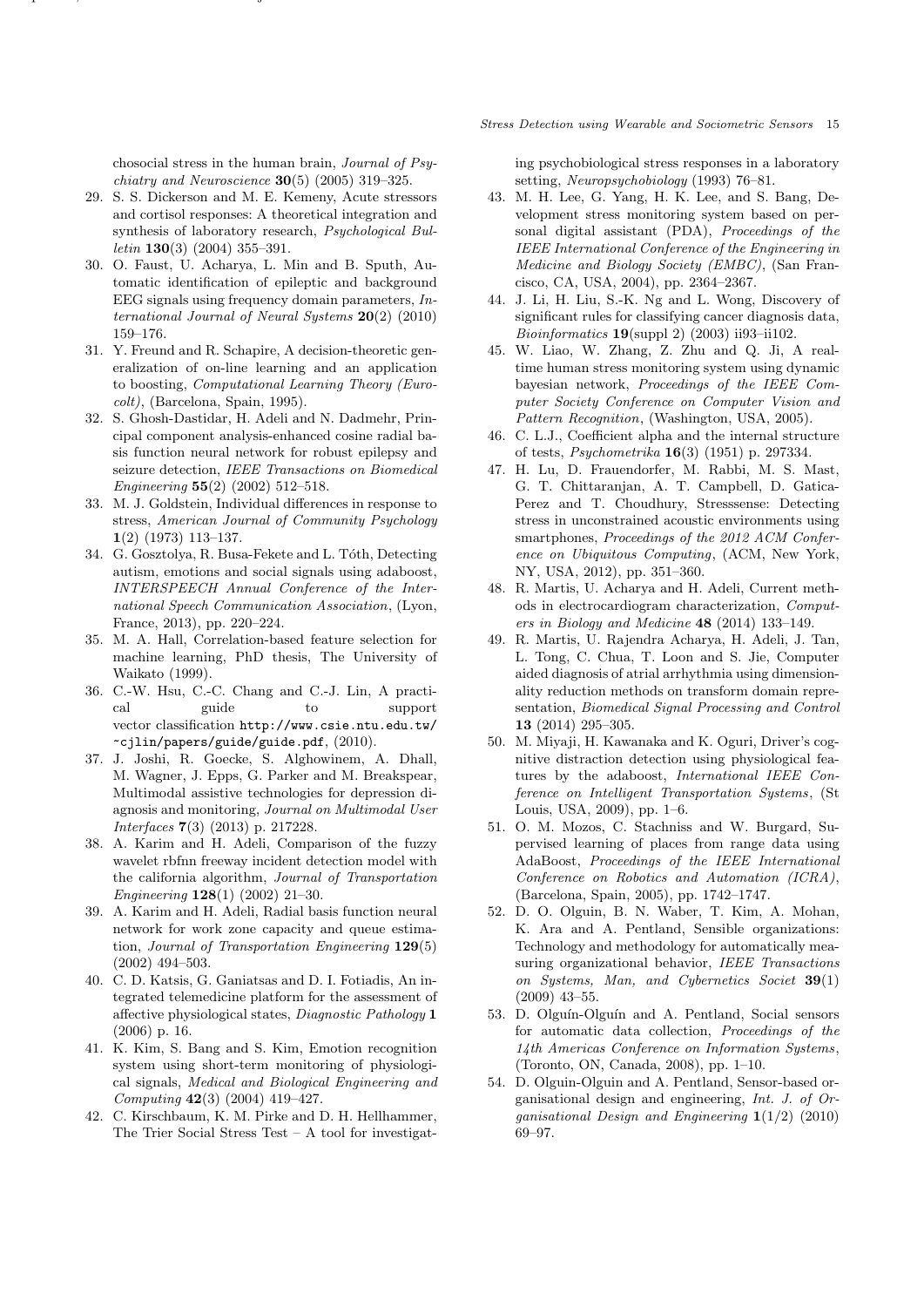chosocial stress in the human brain, *Journal of Psychiatry and Neuroscience* **30**(5) (2005) 319–325.

29. S. S. Dickerson and M. E. Kemeny, Acute stressors and cortisol responses: A theoretical integration and synthesis of laboratory research, *Psychological Bulletin* **130**(3) (2004) 355–391.
30. O. Faust, U. Acharya, L. Min and B. Sputh, Automatic identification of epileptic and background EEG signals using frequency domain parameters, *International Journal of Neural Systems* **20**(2) (2010) 159–176.
31. Y. Freund and R. Schapire, A decision-theoretic generalization of on-line learning and an application to boosting, *Computational Learning Theory (Eurocolt)*, (Barcelona, Spain, 1995).
32. S. Ghosh-Dastidar, H. Adeli and N. Dadmehr, Principal component analysis-enhanced cosine radial basis function neural network for robust epilepsy and seizure detection, *IEEE Transactions on Biomedical Engineering* **55**(2) (2002) 512–518.
33. M. J. Goldstein, Individual differences in response to stress, *American Journal of Community Psychology* **1**(2) (1973) 113–137.
34. G. Gosztolya, R. Busa-Fekete and L. Tóth, Detecting autism, emotions and social signals using adaboost, *INTERSPEECH Annual Conference of the International Speech Communication Association*, (Lyon, France, 2013), pp. 220–224.
35. M. A. Hall, Correlation-based feature selection for machine learning, PhD thesis, The University of Waikato (1999).
36. C.-W. Hsu, C.-C. Chang and C.-J. Lin, A practical guide to support vector classification `http://www.csie.ntu.edu.tw/~cjlin/papers/guide/guide.pdf`, (2010).
37. J. Joshi, R. Goecke, S. Alghowinem, A. Dhall, M. Wagner, J. Epps, G. Parker and M. Breakspear, Multimodal assistive technologies for depression diagnosis and monitoring, *Journal on Multimodal User Interfaces* **7**(3) (2013) p. 217228.
38. A. Karim and H. Adeli, Comparison of the fuzzy wavelet rbfnn freeway incident detection model with the california algorithm, *Journal of Transportation Engineering* **128**(1) (2002) 21–30.
39. A. Karim and H. Adeli, Radial basis function neural network for work zone capacity and queue estimation, *Journal of Transportation Engineering* **129**(5) (2002) 494–503.
40. C. D. Katsis, G. Ganiatsas and D. I. Fotiadis, An integrated telemedicine platform for the assessment of affective physiological states, *Diagnostic Pathology* **1** (2006) p. 16.
41. K. Kim, S. Bang and S. Kim, Emotion recognition system using short-term monitoring of physiological signals, *Medical and Biological Engineering and Computing* **42**(3) (2004) 419–427.
42. C. Kirschbaum, K. M. Pirke and D. H. Hellhammer, The Trier Social Stress Test – A tool for investigating psychobiological stress responses in a laboratory setting, *Neuropsychobiology* (1993) 76–81.
43. M. H. Lee, G. Yang, H. K. Lee, and S. Bang, Development stress monitoring system based on personal digital assistant (PDA), *Proceedings of the IEEE International Conference of the Engineering in Medicine and Biology Society (EMBC)*, (San Francisco, CA, USA, 2004), pp. 2364–2367.
44. J. Li, H. Liu, S.-K. Ng and L. Wong, Discovery of significant rules for classifying cancer diagnosis data, *Bioinformatics* **19**(suppl 2) (2003) ii93–ii102.
45. W. Liao, W. Zhang, Z. Zhu and Q. Ji, A real-time human stress monitoring system using dynamic bayesian network, *Proceedings of the IEEE Computer Society Conference on Computer Vision and Pattern Recognition*, (Washington, USA, 2005).
46. C. L.J., Coefficient alpha and the internal structure of tests, *Psychometrika* **16**(3) (1951) p. 297334.
47. H. Lu, D. Frauendorfer, M. Rabbi, M. S. Mast, G. T. Chittaranjan, A. T. Campbell, D. Gatica-Perez and T. Choudhury, Stresssense: Detecting stress in unconstrained acoustic environments using smartphones, *Proceedings of the 2012 ACM Conference on Ubiquitous Computing*, (ACM, New York, NY, USA, 2012), pp. 351–360.
48. R. Martis, U. Acharya and H. Adeli, Current methods in electrocardiogram characterization, *Computers in Biology and Medicine* **48** (2014) 133–149.
49. R. Martis, U. Rajendra Acharya, H. Adeli, J. Tan, L. Tong, C. Chua, T. Loon and S. Jie, Computer aided diagnosis of atrial arrhythmia using dimensionality reduction methods on transform domain representation, *Biomedical Signal Processing and Control* **13** (2014) 295–305.
50. M. Miyaji, H. Kawanaka and K. Oguri, Driver's cognitive distraction detection using physiological features by the adaboost, *International IEEE Conference on Intelligent Transportation Systems*, (St Louis, USA, 2009), pp. 1–6.
51. O. M. Mozos, C. Stachniss and W. Burgard, Supervised learning of places from range data using AdaBoost, *Proceedings of the IEEE International Conference on Robotics and Automation (ICRA)*, (Barcelona, Spain, 2005), pp. 1742–1747.
52. D. O. Olguin, B. N. Waber, T. Kim, A. Mohan, K. Ara and A. Pentland, Sensible organizations: Technology and methodology for automatically measuring organizational behavior, *IEEE Transactions on Systems, Man, and Cybernetics Societ* **39**(1) (2009) 43–55.
53. D. Olguín-Olguín and A. Pentland, Social sensors for automatic data collection, *Proceedings of the 14th Americas Conference on Information Systems*, (Toronto, ON, Canada, 2008), pp. 1–10.
54. D. Olguin-Olguin and A. Pentland, Sensor-based organisational design and engineering, *Int. J. of Organisational Design and Engineering* **1**(1/2) (2010) 69–97.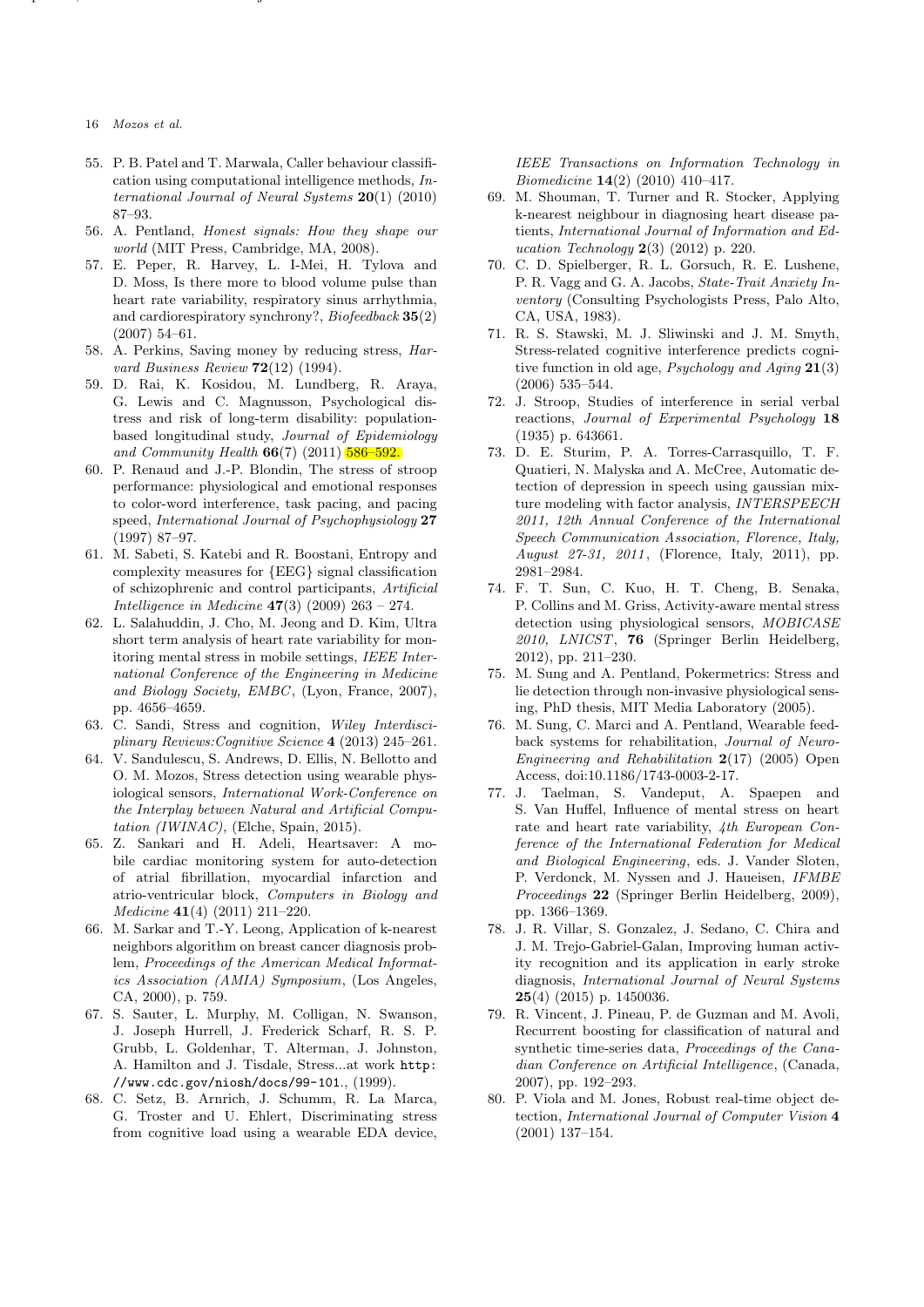55. P. B. Patel and T. Marwala, Caller behaviour classification using computational intelligence methods, *International Journal of Neural Systems* **20**(1) (2010) 87–93.
56. A. Pentland, *Honest signals: How they shape our world* (MIT Press, Cambridge, MA, 2008).
57. E. Peper, R. Harvey, L. I-Mei, H. Tylova and D. Moss, Is there more to blood volume pulse than heart rate variability, respiratory sinus arrhythmia, and cardiorespiratory synchrony?, *Biofeedback* **35**(2) (2007) 54–61.
58. A. Perkins, Saving money by reducing stress, *Harvard Business Review* **72**(12) (1994).
59. D. Rai, K. Kosidou, M. Lundberg, R. Araya, G. Lewis and C. Magnusson, Psychological distress and risk of long-term disability: population-based longitudinal study, *Journal of Epidemiology and Community Health* **66**(7) (2011) 586–592.
60. P. Renaud and J.-P. Blondin, The stress of stroop performance: physiological and emotional responses to color-word interference, task pacing, and pacing speed, *International Journal of Psychophysiology* **27** (1997) 87–97.
61. M. Sabeti, S. Katebi and R. Boostani, Entropy and complexity measures for {EEG} signal classification of schizophrenic and control participants, *Artificial Intelligence in Medicine* **47**(3) (2009) 263 – 274.
62. L. Salahuddin, J. Cho, M. Jeong and D. Kim, Ultra short term analysis of heart rate variability for monitoring mental stress in mobile settings, *IEEE International Conference of the Engineering in Medicine and Biology Society, EMBC*, (Lyon, France, 2007), pp. 4656–4659.
63. C. Sandi, Stress and cognition, *Wiley Interdisciplinary Reviews:Cognitive Science* **4** (2013) 245–261.
64. V. Sandulescu, S. Andrews, D. Ellis, N. Bellotto and O. M. Mozos, Stress detection using wearable physiological sensors, *International Work-Conference on the Interplay between Natural and Artificial Computation (IWINAC)*, (Elche, Spain, 2015).
65. Z. Sankari and H. Adeli, Heartsaver: A mobile cardiac monitoring system for auto-detection of atrial fibrillation, myocardial infarction and atrio-ventricular block, *Computers in Biology and Medicine* **41**(4) (2011) 211–220.
66. M. Sarkar and T.-Y. Leong, Application of k-nearest neighbors algorithm on breast cancer diagnosis problem, *Proceedings of the American Medical Informatics Association (AMIA) Symposium*, (Los Angeles, CA, 2000), p. 759.
67. S. Sauter, L. Murphy, M. Colligan, N. Swanson, J. Joseph Hurrell, J. Frederick Scharf, R. S. P. Grubb, L. Goldenhar, T. Alterman, J. Johnston, A. Hamilton and J. Tisdale, Stress...at work `http://www.cdc.gov/niosh/docs/99-101.`, (1999).
68. C. Setz, B. Arnrich, J. Schumm, R. La Marca, G. Troster and U. Ehlert, Discriminating stress from cognitive load using a wearable EDA device, *IEEE Transactions on Information Technology in Biomedicine* **14**(2) (2010) 410–417.
69. M. Shouman, T. Turner and R. Stocker, Applying k-nearest neighbour in diagnosing heart disease patients, *International Journal of Information and Education Technology* **2**(3) (2012) p. 220.
70. C. D. Spielberger, R. L. Gorsuch, R. E. Lushene, P. R. Vagg and G. A. Jacobs, *State-Trait Anxiety Inventory* (Consulting Psychologists Press, Palo Alto, CA, USA, 1983).
71. R. S. Stawski, M. J. Sliwinski and J. M. Smyth, Stress-related cognitive interference predicts cognitive function in old age, *Psychology and Aging* **21**(3) (2006) 535–544.
72. J. Stroop, Studies of interference in serial verbal reactions, *Journal of Experimental Psychology* **18** (1935) p. 643661.
73. D. E. Sturim, P. A. Torres-Carrasquillo, T. F. Quatieri, N. Malyska and A. McCree, Automatic detection of depression in speech using gaussian mixture modeling with factor analysis, *INTERSPEECH 2011, 12th Annual Conference of the International Speech Communication Association, Florence, Italy, August 27-31, 2011*, (Florence, Italy, 2011), pp. 2981–2984.
74. F. T. Sun, C. Kuo, H. T. Cheng, B. Senaka, P. Collins and M. Griss, Activity-aware mental stress detection using physiological sensors, *MOBICASE 2010, LNICST*, **76** (Springer Berlin Heidelberg, 2012), pp. 211–230.
75. M. Sung and A. Pentland, Pokermetrics: Stress and lie detection through non-invasive physiological sensing, PhD thesis, MIT Media Laboratory (2005).
76. M. Sung, C. Marci and A. Pentland, Wearable feedback systems for rehabilitation, *Journal of Neuro-Engineering and Rehabilitation* **2**(17) (2005) Open Access, doi:10.1186/1743-0003-2-17.
77. J. Taelman, S. Vandeput, A. Spaepen and S. Van Huffel, Influence of mental stress on heart rate and heart rate variability, *4th European Conference of the International Federation for Medical and Biological Engineering*, eds. J. Vander Sloten, P. Verdonck, M. Nyssen and J. Haueisen, *IFMBE Proceedings* **22** (Springer Berlin Heidelberg, 2009), pp. 1366–1369.
78. J. R. Villar, S. Gonzalez, J. Sedano, C. Chira and J. M. Trejo-Gabriel-Galan, Improving human activity recognition and its application in early stroke diagnosis, *International Journal of Neural Systems* **25**(4) (2015) p. 1450036.
79. R. Vincent, J. Pineau, P. de Guzman and M. Avoli, Recurrent boosting for classification of natural and synthetic time-series data, *Proceedings of the Canadian Conference on Artificial Intelligence*, (Canada, 2007), pp. 192–293.
80. P. Viola and M. Jones, Robust real-time object detection, *International Journal of Computer Vision* **4** (2001) 137–154.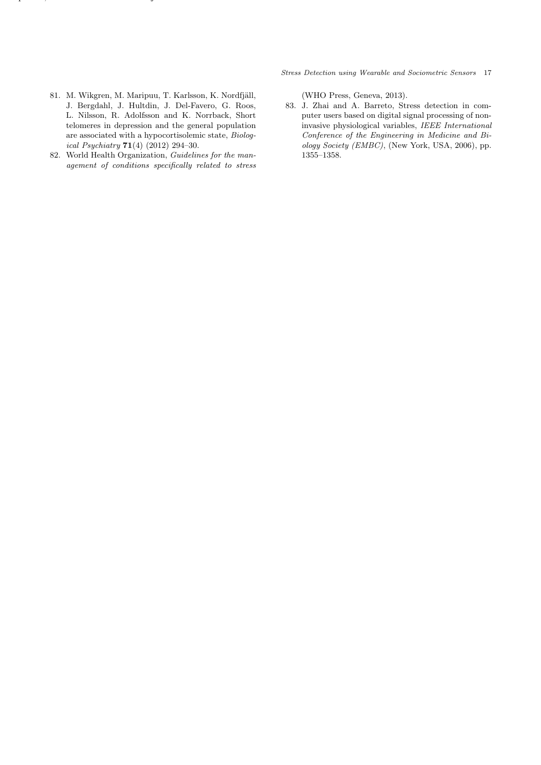81. M. Wikgren, M. Maripuu, T. Karlsson, K. Nordfjäll, J. Bergdahl, J. Hultdin, J. Del-Favero, G. Roos, L. Nilsson, R. Adolfsson and K. Norrback, Short telomeres in depression and the general population are associated with a hypocortisolemic state, *Biological Psychiatry* **71**(4) (2012) 294–30.
82. World Health Organization, *Guidelines for the management of conditions specifically related to stress* (WHO Press, Geneva, 2013).
83. J. Zhai and A. Barreto, Stress detection in computer users based on digital signal processing of noninvasive physiological variables, *IEEE International Conference of the Engineering in Medicine and Biology Society (EMBC)*, (New York, USA, 2006), pp. 1355–1358.